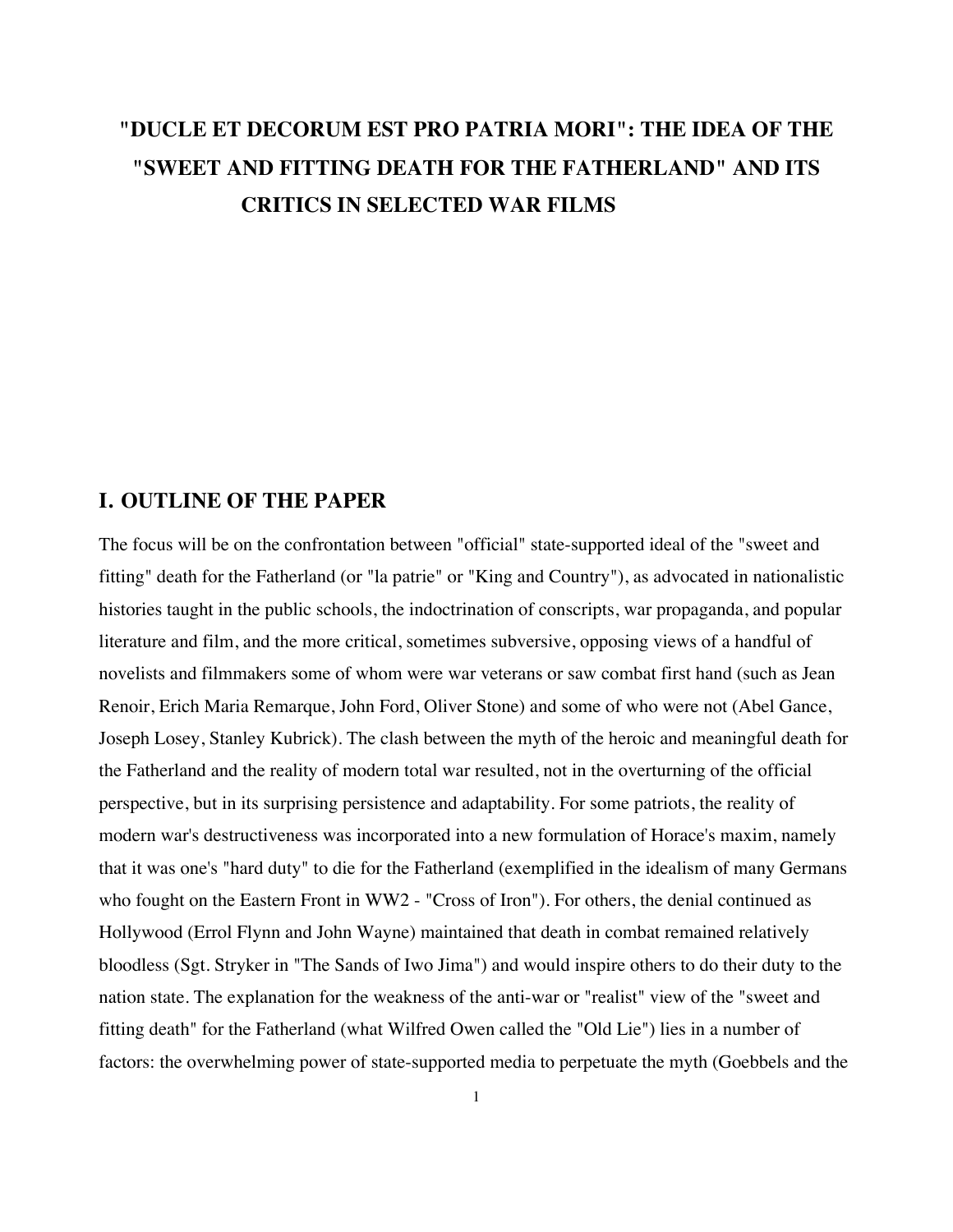# "DUCLE ET DECORUM EST PRO PATRIA MORI": THE IDEA OF THE "SWEET AND FITTING DEATH FOR THE FATHERLAND" AND ITS CRITICS IN SELECTED WAR FILMS

## I. OUTLINE OF THE PAPER

The focus will be on the confrontation between "official" state-supported ideal of the "sweet and fitting" death for the Fatherland (or "la patrie" or "King and Country"), as advocated in nationalistic histories taught in the public schools, the indoctrination of conscripts, war propaganda, and popular literature and film, and the more critical, sometimes subversive, opposing views of a handful of novelists and filmmakers some of whom were war veterans or saw combat first hand (such as Jean Renoir, Erich Maria Remarque, John Ford, Oliver Stone) and some of who were not (Abel Gance, Joseph Losey, Stanley Kubrick). The clash between the myth of the heroic and meaningful death for the Fatherland and the reality of modern total war resulted, not in the overturning of the official perspective, but in its surprising persistence and adaptability. For some patriots, the reality of modern war's destructiveness was incorporated into a new formulation of Horace's maxim, namely that it was one's "hard duty" to die for the Fatherland (exemplified in the idealism of many Germans who fought on the Eastern Front in WW2 - "Cross of Iron"). For others, the denial continued as Hollywood (Errol Flynn and John Wayne) maintained that death in combat remained relatively bloodless (Sgt. Stryker in "The Sands of Iwo Jima") and would inspire others to do their duty to the nation state. The explanation for the weakness of the anti-war or "realist" view of the "sweet and fitting death" for the Fatherland (what Wilfred Owen called the "Old Lie") lies in a number of factors: the overwhelming power of state-supported media to perpetuate the myth (Goebbels and the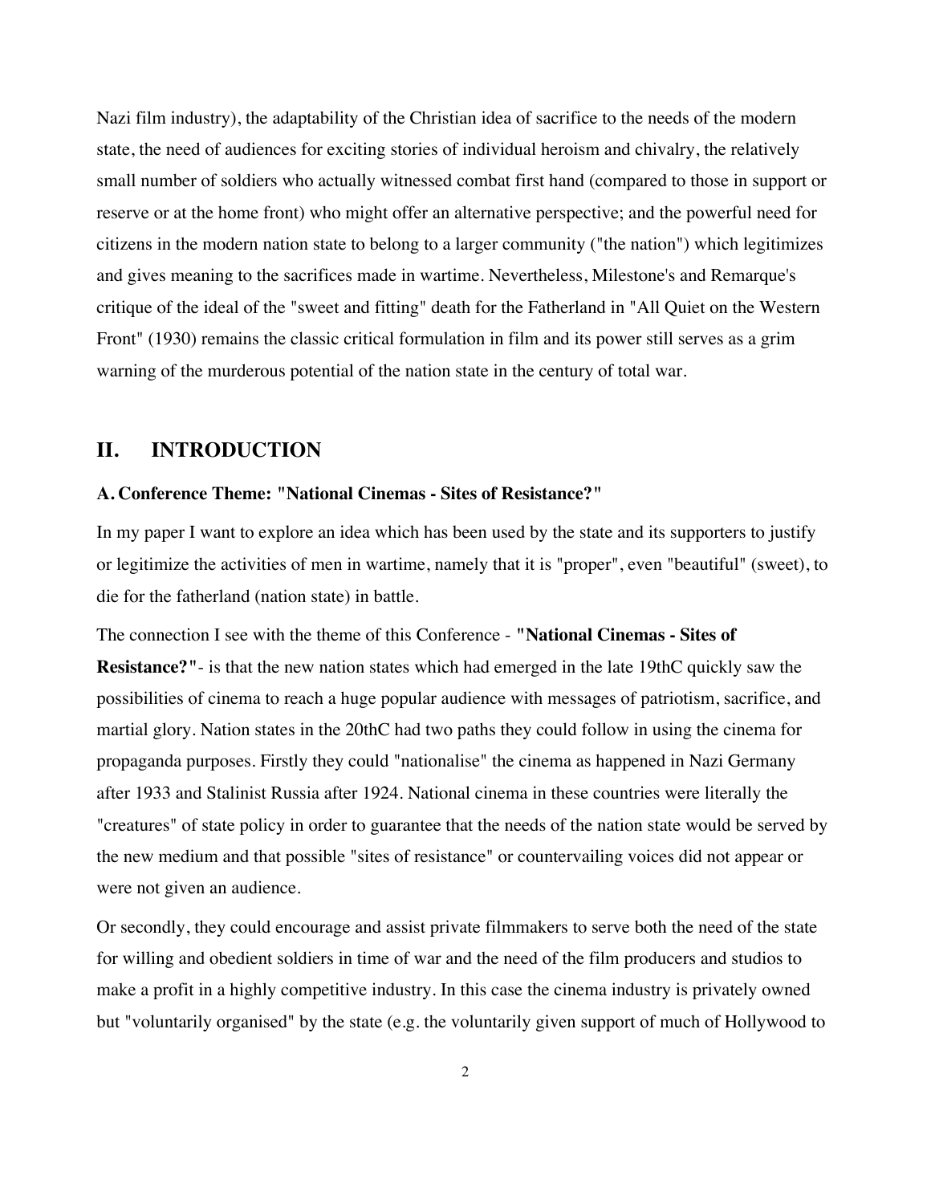Nazi film industry), the adaptability of the Christian idea of sacrifice to the needs of the modern state, the need of audiences for exciting stories of individual heroism and chivalry, the relatively small number of soldiers who actually witnessed combat first hand (compared to those in support or reserve or at the home front) who might offer an alternative perspective; and the powerful need for citizens in the modern nation state to belong to a larger community ("the nation") which legitimizes and gives meaning to the sacrifices made in wartime. Nevertheless, Milestone's and Remarque's critique of the ideal of the "sweet and fitting" death for the Fatherland in "All Quiet on the Western Front" (1930) remains the classic critical formulation in film and its power still serves as a grim warning of the murderous potential of the nation state in the century of total war.

## II. INTRODUCTION

### A. Conference Theme: "National Cinemas - Sites of Resistance?"

In my paper I want to explore an idea which has been used by the state and its supporters to justify or legitimize the activities of men in wartime, namely that it is "proper", even "beautiful" (sweet), to die for the fatherland (nation state) in battle.

The connection I see with the theme of this Conference - **"National Cinemas - Sites of Resistance?"**- is that the new nation states which had emerged in the late 19thC quickly saw the possibilities of cinema to reach a huge popular audience with messages of patriotism, sacrifice, and martial glory. Nation states in the 20thC had two paths they could follow in using the cinema for propaganda purposes. Firstly they could "nationalise" the cinema as happened in Nazi Germany after 1933 and Stalinist Russia after 1924. National cinema in these countries were literally the "creatures" of state policy in order to guarantee that the needs of the nation state would be served by the new medium and that possible "sites of resistance" or countervailing voices did not appear or were not given an audience.

Or secondly, they could encourage and assist private filmmakers to serve both the need of the state for willing and obedient soldiers in time of war and the need of the film producers and studios to make a profit in a highly competitive industry. In this case the cinema industry is privately owned but "voluntarily organised" by the state (e.g. the voluntarily given support of much of Hollywood to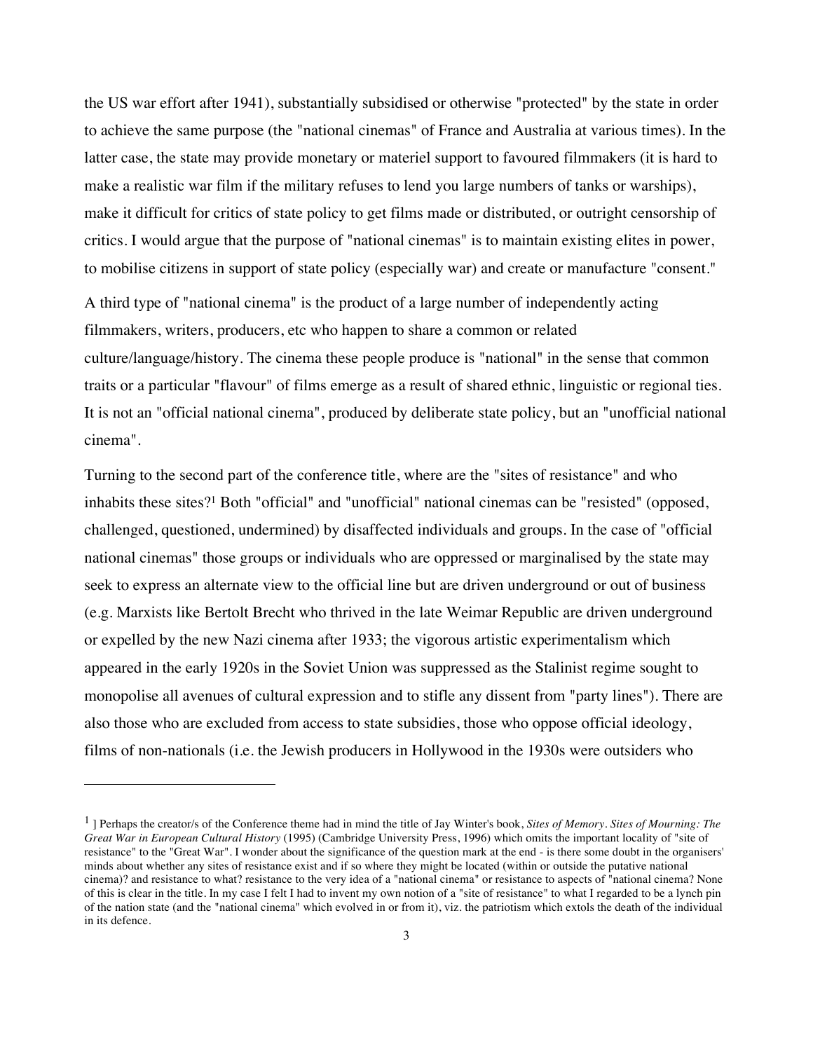the US war effort after 1941), substantially subsidised or otherwise "protected" by the state in order to achieve the same purpose (the "national cinemas" of France and Australia at various times). In the latter case, the state may provide monetary or materiel support to favoured filmmakers (it is hard to make a realistic war film if the military refuses to lend you large numbers of tanks or warships), make it difficult for critics of state policy to get films made or distributed, or outright censorship of critics. I would argue that the purpose of "national cinemas" is to maintain existing elites in power, to mobilise citizens in support of state policy (especially war) and create or manufacture "consent."

A third type of "national cinema" is the product of a large number of independently acting filmmakers, writers, producers, etc who happen to share a common or related culture/language/history. The cinema these people produce is "national" in the sense that common traits or a particular "flavour" of films emerge as a result of shared ethnic, linguistic or regional ties. It is not an "official national cinema", produced by deliberate state policy, but an "unofficial national cinema".

Turning to the second part of the conference title, where are the "sites of resistance" and who inhabits these sites?[1] Both "official" and "unofficial" national cinemas can be "resisted" (opposed, challenged, questioned, undermined) by disaffected individuals and groups. In the case of "official national cinemas" those groups or individuals who are oppressed or marginalised by the state may seek to express an alternate view to the official line but are driven underground or out of business (e.g. Marxists like Bertolt Brecht who thrived in the late Weimar Republic are driven underground or expelled by the new Nazi cinema after 1933; the vigorous artistic experimentalism which appeared in the early 1920s in the Soviet Union was suppressed as the Stalinist regime sought to monopolise all avenues of cultural expression and to stifle any dissent from "party lines"). There are also those who are excluded from access to state subsidies, those who oppose official ideology, films of non-nationals (i.e. the Jewish producers in Hollywood in the 1930s were outsiders who

---

[1] ] Perhaps the creator/s of the Conference theme had in mind the title of Jay Winter's book, *Sites of Memory. Sites of Mourning: The Great War in European Cultural History* (1995) (Cambridge University Press, 1996) which omits the important locality of "site of resistance" to the "Great War". I wonder about the significance of the question mark at the end - is there some doubt in the organisers' minds about whether any sites of resistance exist and if so where they might be located (within or outside the putative national cinema)? and resistance to what? resistance to the very idea of a "national cinema" or resistance to aspects of "national cinema? None of this is clear in the title. In my case I felt I had to invent my own notion of a "site of resistance" to what I regarded to be a lynch pin of the nation state (and the "national cinema" which evolved in or from it), viz. the patriotism which extols the death of the individual in its defence.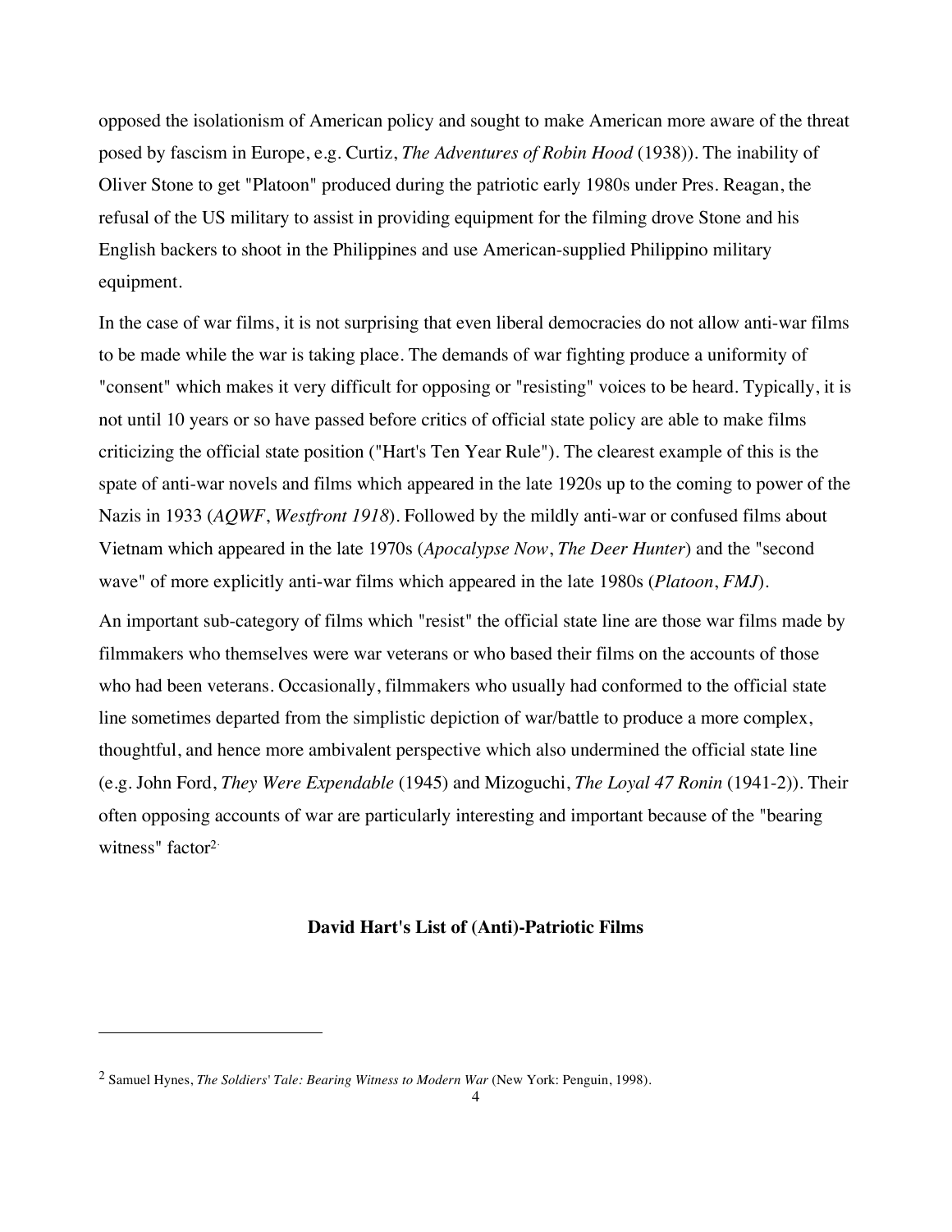opposed the isolationism of American policy and sought to make American more aware of the threat posed by fascism in Europe, e.g. Curtiz, *The Adventures of Robin Hood* (1938)). The inability of Oliver Stone to get "Platoon" produced during the patriotic early 1980s under Pres. Reagan, the refusal of the US military to assist in providing equipment for the filming drove Stone and his English backers to shoot in the Philippines and use American-supplied Philippino military equipment.

In the case of war films, it is not surprising that even liberal democracies do not allow anti-war films to be made while the war is taking place. The demands of war fighting produce a uniformity of "consent" which makes it very difficult for opposing or "resisting" voices to be heard. Typically, it is not until 10 years or so have passed before critics of official state policy are able to make films criticizing the official state position ("Hart's Ten Year Rule"). The clearest example of this is the spate of anti-war novels and films which appeared in the late 1920s up to the coming to power of the Nazis in 1933 (*AQWF*, *Westfront 1918*). Followed by the mildly anti-war or confused films about Vietnam which appeared in the late 1970s (*Apocalypse Now*, *The Deer Hunter*) and the "second wave" of more explicitly anti-war films which appeared in the late 1980s (*Platoon*, *FMJ*).

An important sub-category of films which "resist" the official state line are those war films made by filmmakers who themselves were war veterans or who based their films on the accounts of those who had been veterans. Occasionally, filmmakers who usually had conformed to the official state line sometimes departed from the simplistic depiction of war/battle to produce a more complex, thoughtful, and hence more ambivalent perspective which also undermined the official state line (e.g. John Ford, *They Were Expendable* (1945) and Mizoguchi, *The Loyal 47 Ronin* (1941-2)). Their often opposing accounts of war are particularly interesting and important because of the "bearing witness" factor[2].

## David Hart's List of (Anti)-Patriotic Films

---

[2] Samuel Hynes, *The Soldiers' Tale: Bearing Witness to Modern War* (New York: Penguin, 1998).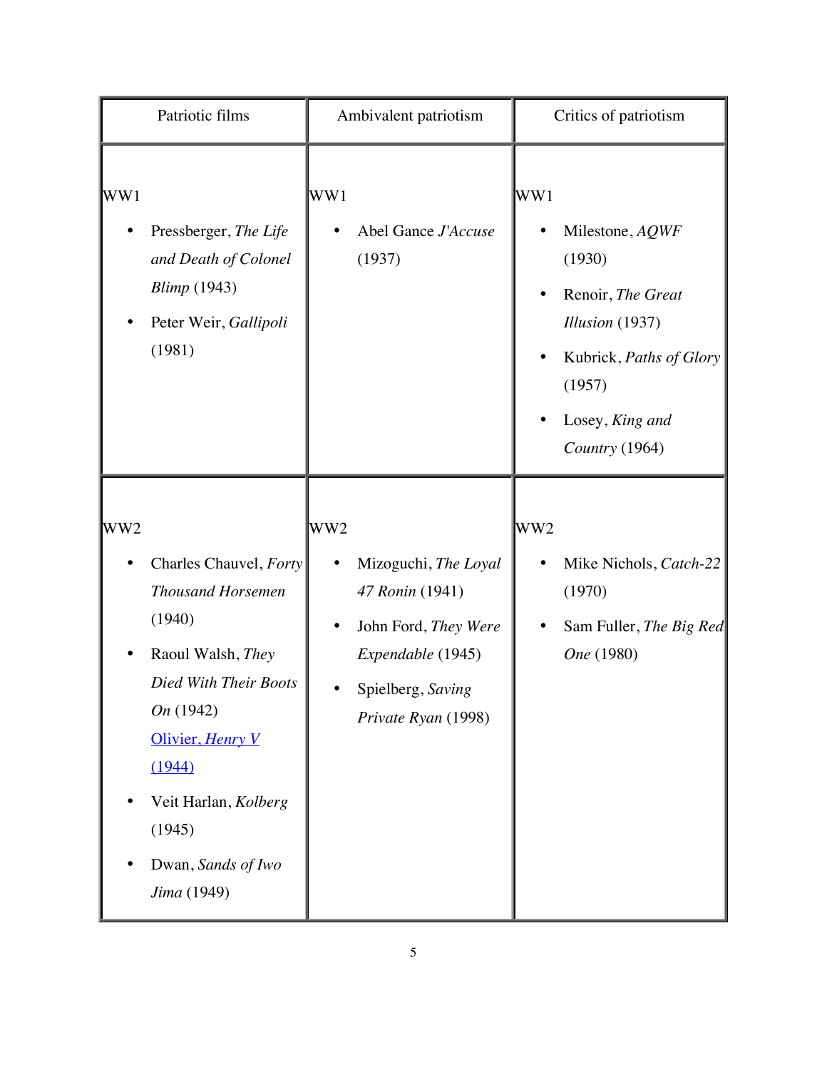| Patriotic films | Ambivalent patriotism | Critics of patriotism |
|---|---|---|
| WW1<br>• Pressberger, *The Life and Death of Colonel Blimp* (1943)<br>• Peter Weir, *Gallipoli* (1981) | WW1<br>• Abel Gance *J'Accuse* (1937) | WW1<br>• Milestone, *AQWF* (1930)<br>• Renoir, *The Great Illusion* (1937)<br>• Kubrick, *Paths of Glory* (1957)<br>• Losey, *King and Country* (1964) |
| WW2<br>• Charles Chauvel, *Forty Thousand Horsemen* (1940)<br>• Raoul Walsh, *They Died With Their Boots On* (1942)<br>Olivier, *Henry V* (1944)<br>• Veit Harlan, *Kolberg* (1945)<br>• Dwan, *Sands of Iwo Jima* (1949) | WW2<br>• Mizoguchi, *The Loyal 47 Ronin* (1941)<br>• John Ford, *They Were Expendable* (1945)<br>• Spielberg, *Saving Private Ryan* (1998) | WW2<br>• Mike Nichols, *Catch-22* (1970)<br>• Sam Fuller, *The Big Red One* (1980) |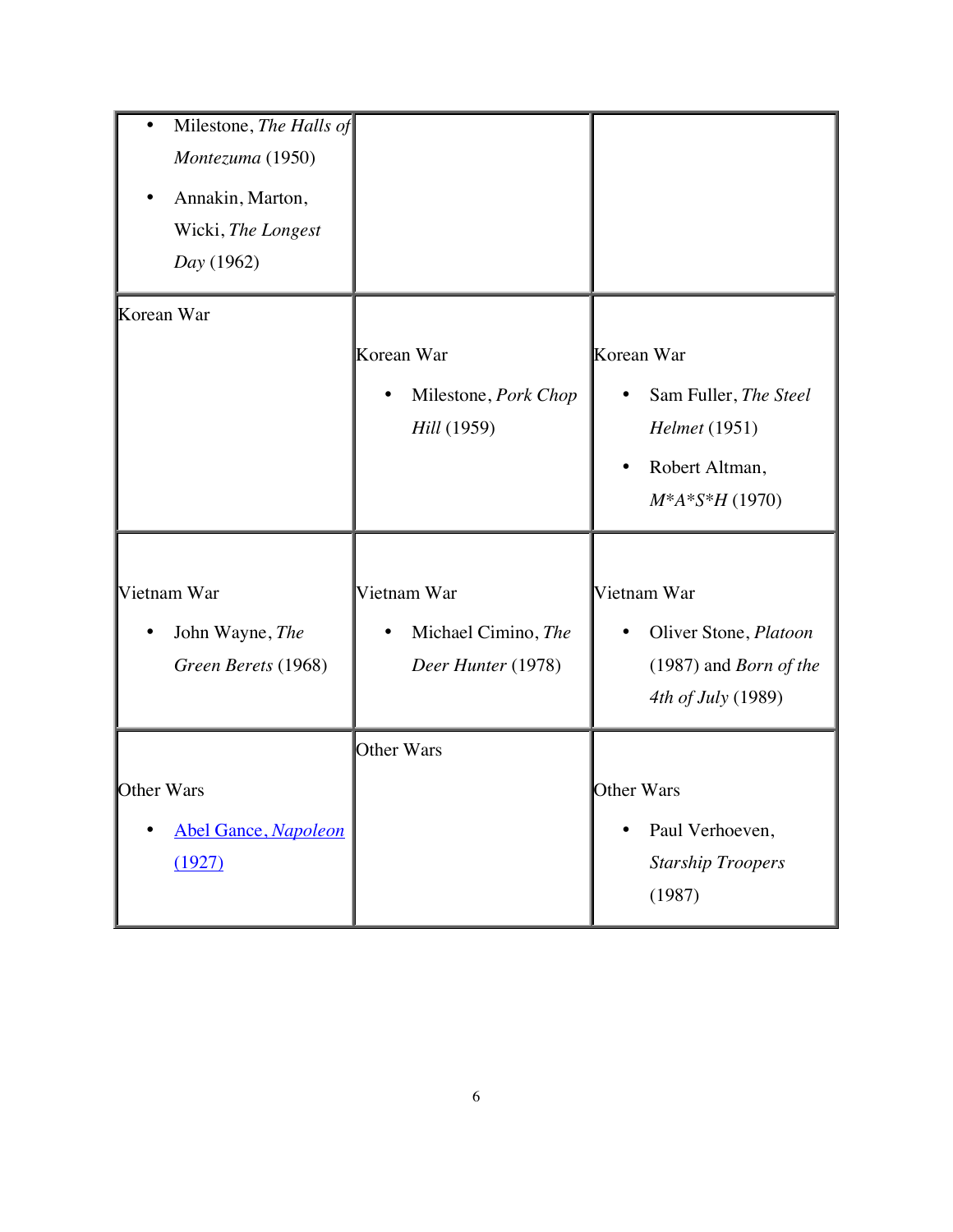| | | |
|---|---|---|
| • Milestone, *The Halls of Montezuma* (1950)<br>• Annakin, Marton, Wicki, *The Longest Day* (1962) | | |
| Korean War | Korean War<br>• Milestone, *Pork Chop Hill* (1959) | Korean War<br>• Sam Fuller, *The Steel Helmet* (1951)<br>• Robert Altman, *M*A*S*H* (1970) |
| Vietnam War<br>• John Wayne, *The Green Berets* (1968) | Vietnam War<br>• Michael Cimino, *The Deer Hunter* (1978) | Vietnam War<br>• Oliver Stone, *Platoon* (1987) and *Born of the 4th of July* (1989) |
| Other Wars<br>• Abel Gance, *Napoleon* (1927) | Other Wars | Other Wars<br>• Paul Verhoeven, *Starship Troopers* (1987) |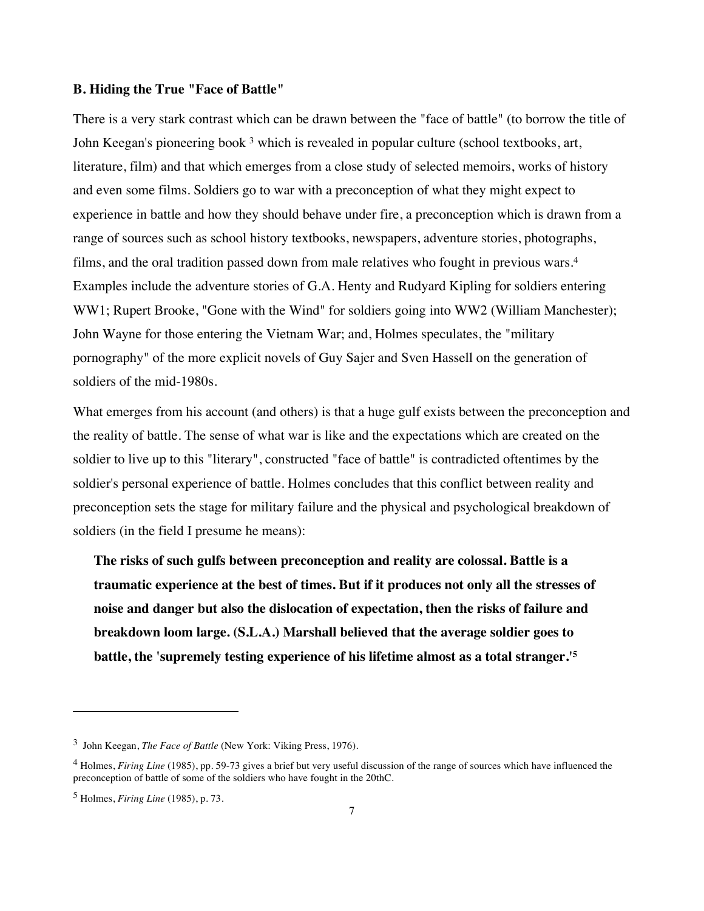### B. Hiding the True "Face of Battle"

There is a very stark contrast which can be drawn between the "face of battle" (to borrow the title of John Keegan's pioneering book [3] which is revealed in popular culture (school textbooks, art, literature, film) and that which emerges from a close study of selected memoirs, works of history and even some films. Soldiers go to war with a preconception of what they might expect to experience in battle and how they should behave under fire, a preconception which is drawn from a range of sources such as school history textbooks, newspapers, adventure stories, photographs, films, and the oral tradition passed down from male relatives who fought in previous wars.[4] Examples include the adventure stories of G.A. Henty and Rudyard Kipling for soldiers entering WW1; Rupert Brooke, "Gone with the Wind" for soldiers going into WW2 (William Manchester); John Wayne for those entering the Vietnam War; and, Holmes speculates, the "military pornography" of the more explicit novels of Guy Sajer and Sven Hassell on the generation of soldiers of the mid-1980s.

What emerges from his account (and others) is that a huge gulf exists between the preconception and the reality of battle. The sense of what war is like and the expectations which are created on the soldier to live up to this "literary", constructed "face of battle" is contradicted oftentimes by the soldier's personal experience of battle. Holmes concludes that this conflict between reality and preconception sets the stage for military failure and the physical and psychological breakdown of soldiers (in the field I presume he means):

> **The risks of such gulfs between preconception and reality are colossal. Battle is a traumatic experience at the best of times. But if it produces not only all the stresses of noise and danger but also the dislocation of expectation, then the risks of failure and breakdown loom large. (S.L.A.) Marshall believed that the average soldier goes to battle, the 'supremely testing experience of his lifetime almost as a total stranger.'[5]**

---

[3] John Keegan, *The Face of Battle* (New York: Viking Press, 1976).

[4] Holmes, *Firing Line* (1985), pp. 59-73 gives a brief but very useful discussion of the range of sources which have influenced the preconception of battle of some of the soldiers who have fought in the 20thC.

[5] Holmes, *Firing Line* (1985), p. 73.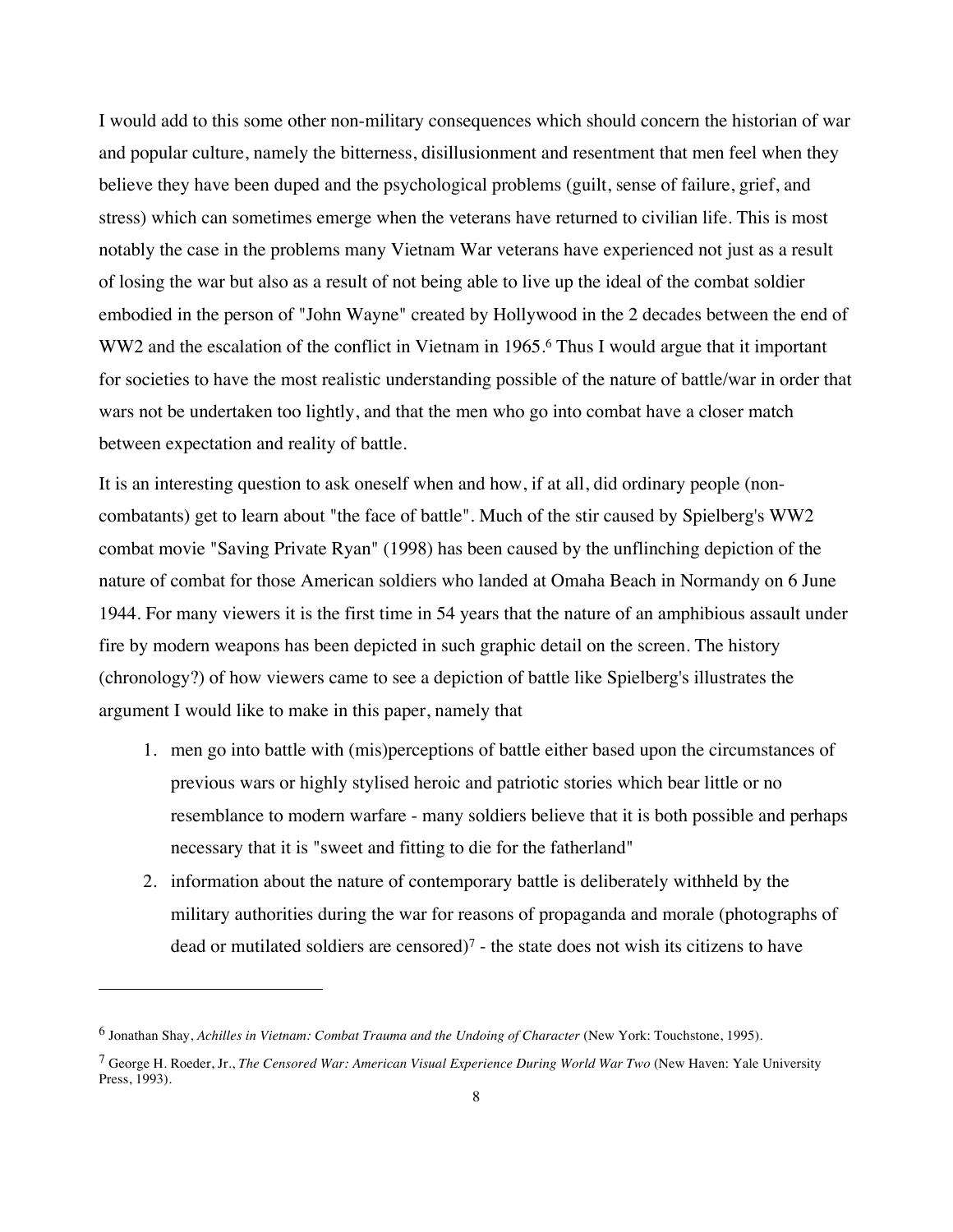I would add to this some other non-military consequences which should concern the historian of war and popular culture, namely the bitterness, disillusionment and resentment that men feel when they believe they have been duped and the psychological problems (guilt, sense of failure, grief, and stress) which can sometimes emerge when the veterans have returned to civilian life. This is most notably the case in the problems many Vietnam War veterans have experienced not just as a result of losing the war but also as a result of not being able to live up the ideal of the combat soldier embodied in the person of "John Wayne" created by Hollywood in the 2 decades between the end of WW2 and the escalation of the conflict in Vietnam in 1965.[6] Thus I would argue that it important for societies to have the most realistic understanding possible of the nature of battle/war in order that wars not be undertaken too lightly, and that the men who go into combat have a closer match between expectation and reality of battle.

It is an interesting question to ask oneself when and how, if at all, did ordinary people (non-combatants) get to learn about "the face of battle". Much of the stir caused by Spielberg's WW2 combat movie "Saving Private Ryan" (1998) has been caused by the unflinching depiction of the nature of combat for those American soldiers who landed at Omaha Beach in Normandy on 6 June 1944. For many viewers it is the first time in 54 years that the nature of an amphibious assault under fire by modern weapons has been depicted in such graphic detail on the screen. The history (chronology?) of how viewers came to see a depiction of battle like Spielberg's illustrates the argument I would like to make in this paper, namely that

1. men go into battle with (mis)perceptions of battle either based upon the circumstances of previous wars or highly stylised heroic and patriotic stories which bear little or no resemblance to modern warfare - many soldiers believe that it is both possible and perhaps necessary that it is "sweet and fitting to die for the fatherland"
2. information about the nature of contemporary battle is deliberately withheld by the military authorities during the war for reasons of propaganda and morale (photographs of dead or mutilated soldiers are censored)[7] - the state does not wish its citizens to have

---

[6] Jonathan Shay, *Achilles in Vietnam: Combat Trauma and the Undoing of Character* (New York: Touchstone, 1995).

[7] George H. Roeder, Jr., *The Censored War: American Visual Experience During World War Two* (New Haven: Yale University Press, 1993).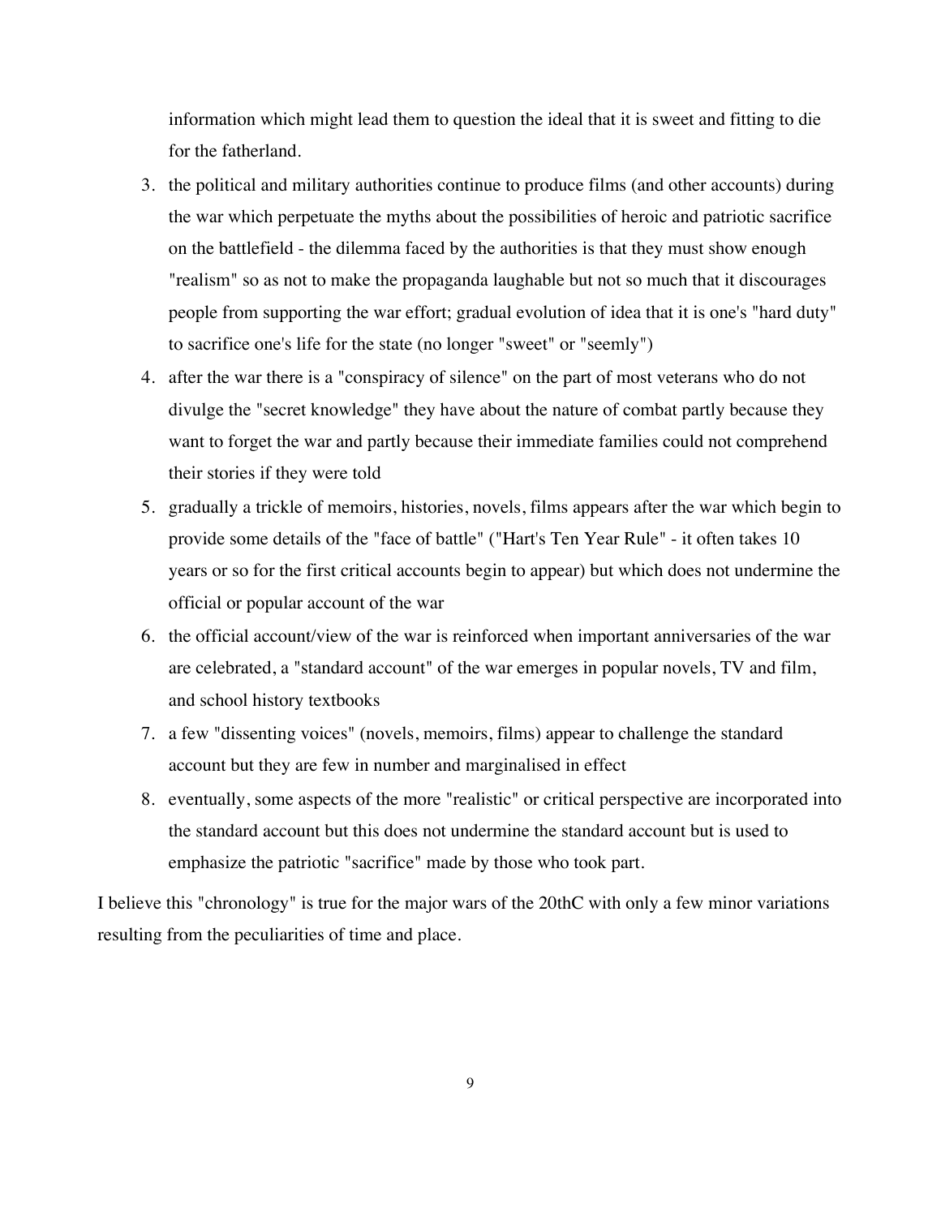information which might lead them to question the ideal that it is sweet and fitting to die for the fatherland.

3. the political and military authorities continue to produce films (and other accounts) during the war which perpetuate the myths about the possibilities of heroic and patriotic sacrifice on the battlefield - the dilemma faced by the authorities is that they must show enough "realism" so as not to make the propaganda laughable but not so much that it discourages people from supporting the war effort; gradual evolution of idea that it is one's "hard duty" to sacrifice one's life for the state (no longer "sweet" or "seemly")
4. after the war there is a "conspiracy of silence" on the part of most veterans who do not divulge the "secret knowledge" they have about the nature of combat partly because they want to forget the war and partly because their immediate families could not comprehend their stories if they were told
5. gradually a trickle of memoirs, histories, novels, films appears after the war which begin to provide some details of the "face of battle" ("Hart's Ten Year Rule" - it often takes 10 years or so for the first critical accounts begin to appear) but which does not undermine the official or popular account of the war
6. the official account/view of the war is reinforced when important anniversaries of the war are celebrated, a "standard account" of the war emerges in popular novels, TV and film, and school history textbooks
7. a few "dissenting voices" (novels, memoirs, films) appear to challenge the standard account but they are few in number and marginalised in effect
8. eventually, some aspects of the more "realistic" or critical perspective are incorporated into the standard account but this does not undermine the standard account but is used to emphasize the patriotic "sacrifice" made by those who took part.

I believe this "chronology" is true for the major wars of the 20thC with only a few minor variations resulting from the peculiarities of time and place.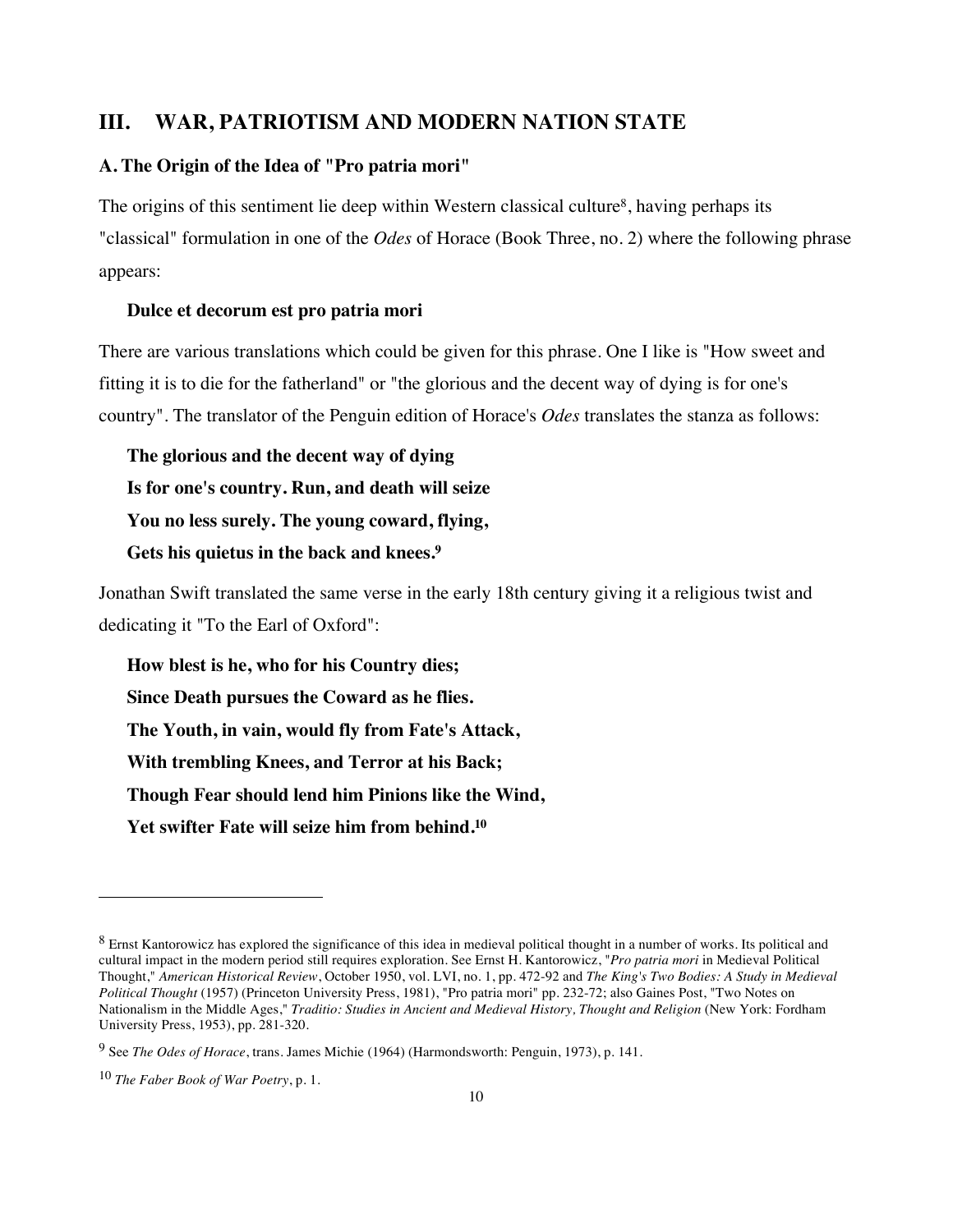## III. WAR, PATRIOTISM AND MODERN NATION STATE

### A. The Origin of the Idea of "Pro patria mori"

The origins of this sentiment lie deep within Western classical culture[8], having perhaps its "classical" formulation in one of the *Odes* of Horace (Book Three, no. 2) where the following phrase appears:

> **Dulce et decorum est pro patria mori**

There are various translations which could be given for this phrase. One I like is "How sweet and fitting it is to die for the fatherland" or "the glorious and the decent way of dying is for one's country". The translator of the Penguin edition of Horace's *Odes* translates the stanza as follows:

> **The glorious and the decent way of dying**
> **Is for one's country. Run, and death will seize**
> **You no less surely. The young coward, flying,**
> **Gets his quietus in the back and knees.**[9]

Jonathan Swift translated the same verse in the early 18th century giving it a religious twist and dedicating it "To the Earl of Oxford":

> **How blest is he, who for his Country dies;**
> **Since Death pursues the Coward as he flies.**
> **The Youth, in vain, would fly from Fate's Attack,**
> **With trembling Knees, and Terror at his Back;**
> **Though Fear should lend him Pinions like the Wind,**
> **Yet swifter Fate will seize him from behind.**[10]

---

[8] Ernst Kantorowicz has explored the significance of this idea in medieval political thought in a number of works. Its political and cultural impact in the modern period still requires exploration. See Ernst H. Kantorowicz, "*Pro patria mori* in Medieval Political Thought," *American Historical Review*, October 1950, vol. LVI, no. 1, pp. 472-92 and *The King's Two Bodies: A Study in Medieval Political Thought* (1957) (Princeton University Press, 1981), "Pro patria mori" pp. 232-72; also Gaines Post, "Two Notes on Nationalism in the Middle Ages," *Traditio: Studies in Ancient and Medieval History, Thought and Religion* (New York: Fordham University Press, 1953), pp. 281-320.

[9] See *The Odes of Horace*, trans. James Michie (1964) (Harmondsworth: Penguin, 1973), p. 141.

[10] *The Faber Book of War Poetry*, p. 1.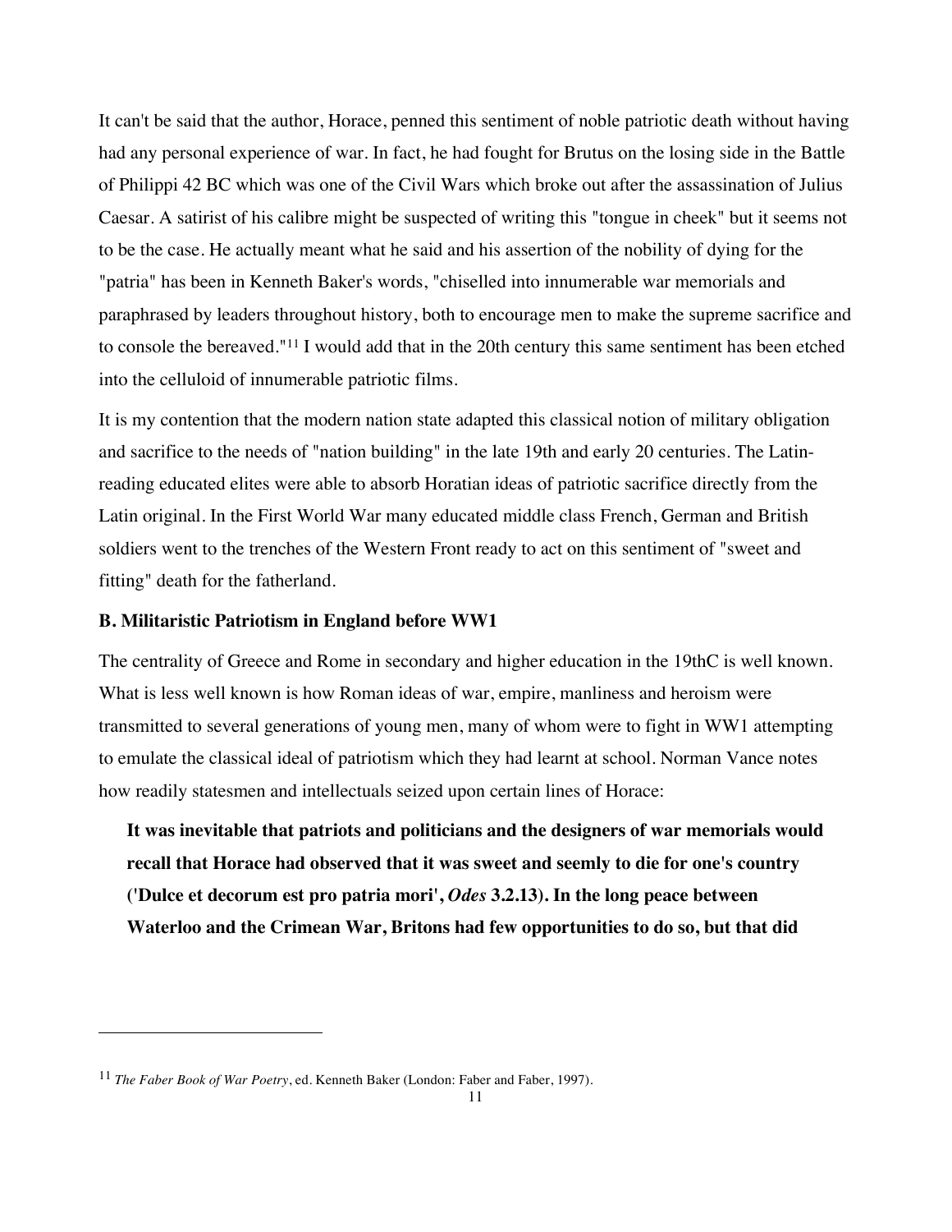It can't be said that the author, Horace, penned this sentiment of noble patriotic death without having had any personal experience of war. In fact, he had fought for Brutus on the losing side in the Battle of Philippi 42 BC which was one of the Civil Wars which broke out after the assassination of Julius Caesar. A satirist of his calibre might be suspected of writing this "tongue in cheek" but it seems not to be the case. He actually meant what he said and his assertion of the nobility of dying for the "patria" has been in Kenneth Baker's words, "chiselled into innumerable war memorials and paraphrased by leaders throughout history, both to encourage men to make the supreme sacrifice and to console the bereaved."[11] I would add that in the 20th century this same sentiment has been etched into the celluloid of innumerable patriotic films.

It is my contention that the modern nation state adapted this classical notion of military obligation and sacrifice to the needs of "nation building" in the late 19th and early 20 centuries. The Latin-reading educated elites were able to absorb Horatian ideas of patriotic sacrifice directly from the Latin original. In the First World War many educated middle class French, German and British soldiers went to the trenches of the Western Front ready to act on this sentiment of "sweet and fitting" death for the fatherland.

### B. Militaristic Patriotism in England before WW1

The centrality of Greece and Rome in secondary and higher education in the 19thC is well known. What is less well known is how Roman ideas of war, empire, manliness and heroism were transmitted to several generations of young men, many of whom were to fight in WW1 attempting to emulate the classical ideal of patriotism which they had learnt at school. Norman Vance notes how readily statesmen and intellectuals seized upon certain lines of Horace:

> **It was inevitable that patriots and politicians and the designers of war memorials would recall that Horace had observed that it was sweet and seemly to die for one's country ('Dulce et decorum est pro patria mori', *Odes* 3.2.13). In the long peace between Waterloo and the Crimean War, Britons had few opportunities to do so, but that did**

---

[11] *The Faber Book of War Poetry*, ed. Kenneth Baker (London: Faber and Faber, 1997).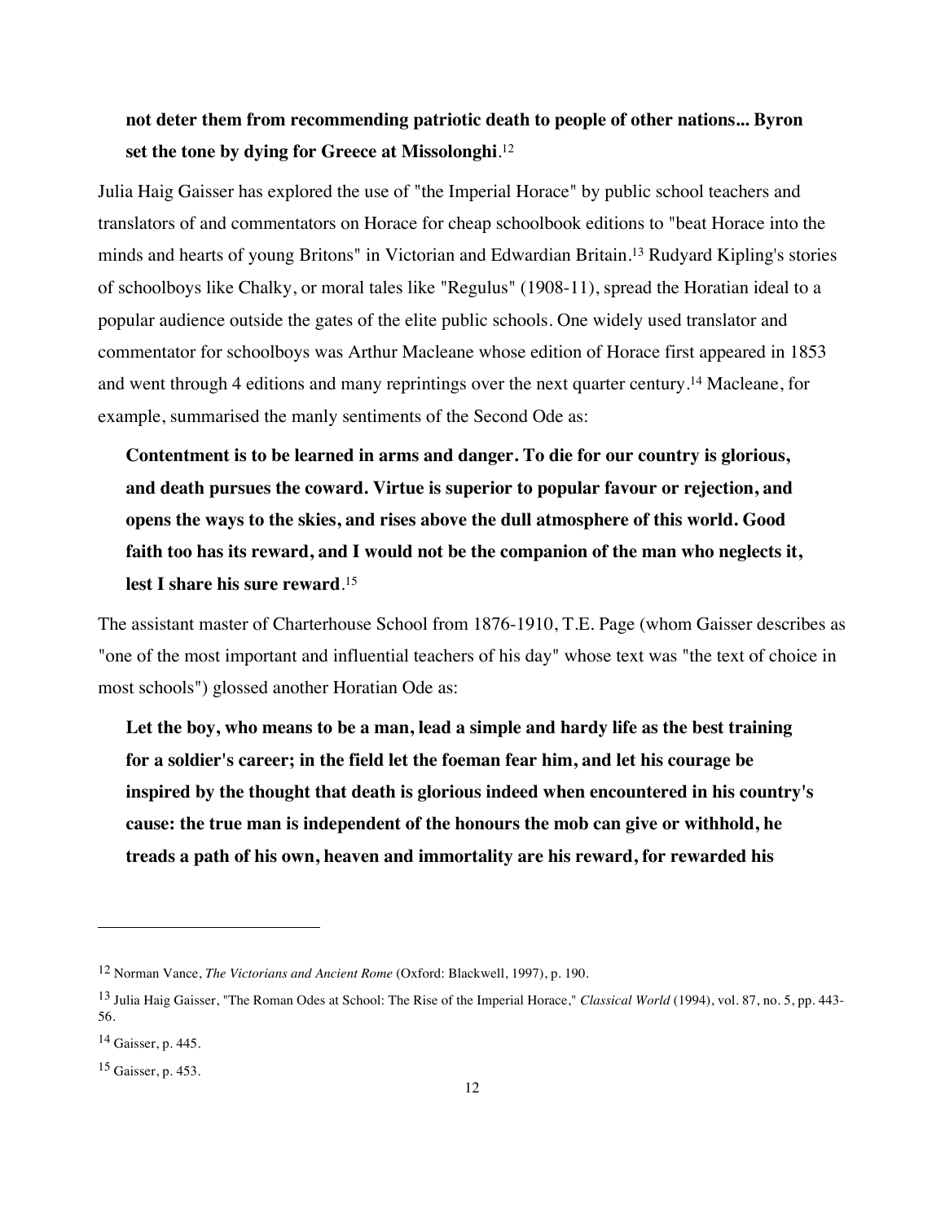> **not deter them from recommending patriotic death to people of other nations... Byron set the tone by dying for Greece at Missolonghi**.[12]

Julia Haig Gaisser has explored the use of "the Imperial Horace" by public school teachers and translators of and commentators on Horace for cheap schoolbook editions to "beat Horace into the minds and hearts of young Britons" in Victorian and Edwardian Britain.[13] Rudyard Kipling's stories of schoolboys like Chalky, or moral tales like "Regulus" (1908-11), spread the Horatian ideal to a popular audience outside the gates of the elite public schools. One widely used translator and commentator for schoolboys was Arthur Macleane whose edition of Horace first appeared in 1853 and went through 4 editions and many reprintings over the next quarter century.[14] Macleane, for example, summarised the manly sentiments of the Second Ode as:

> **Contentment is to be learned in arms and danger. To die for our country is glorious, and death pursues the coward. Virtue is superior to popular favour or rejection, and opens the ways to the skies, and rises above the dull atmosphere of this world. Good faith too has its reward, and I would not be the companion of the man who neglects it, lest I share his sure reward**.[15]

The assistant master of Charterhouse School from 1876-1910, T.E. Page (whom Gaisser describes as "one of the most important and influential teachers of his day" whose text was "the text of choice in most schools") glossed another Horatian Ode as:

> **Let the boy, who means to be a man, lead a simple and hardy life as the best training for a soldier's career; in the field let the foeman fear him, and let his courage be inspired by the thought that death is glorious indeed when encountered in his country's cause: the true man is independent of the honours the mob can give or withhold, he treads a path of his own, heaven and immortality are his reward, for rewarded his**

---

[12] Norman Vance, *The Victorians and Ancient Rome* (Oxford: Blackwell, 1997), p. 190.

[13] Julia Haig Gaisser, "The Roman Odes at School: The Rise of the Imperial Horace," *Classical World* (1994), vol. 87, no. 5, pp. 443-56.

[14] Gaisser, p. 445.

[15] Gaisser, p. 453.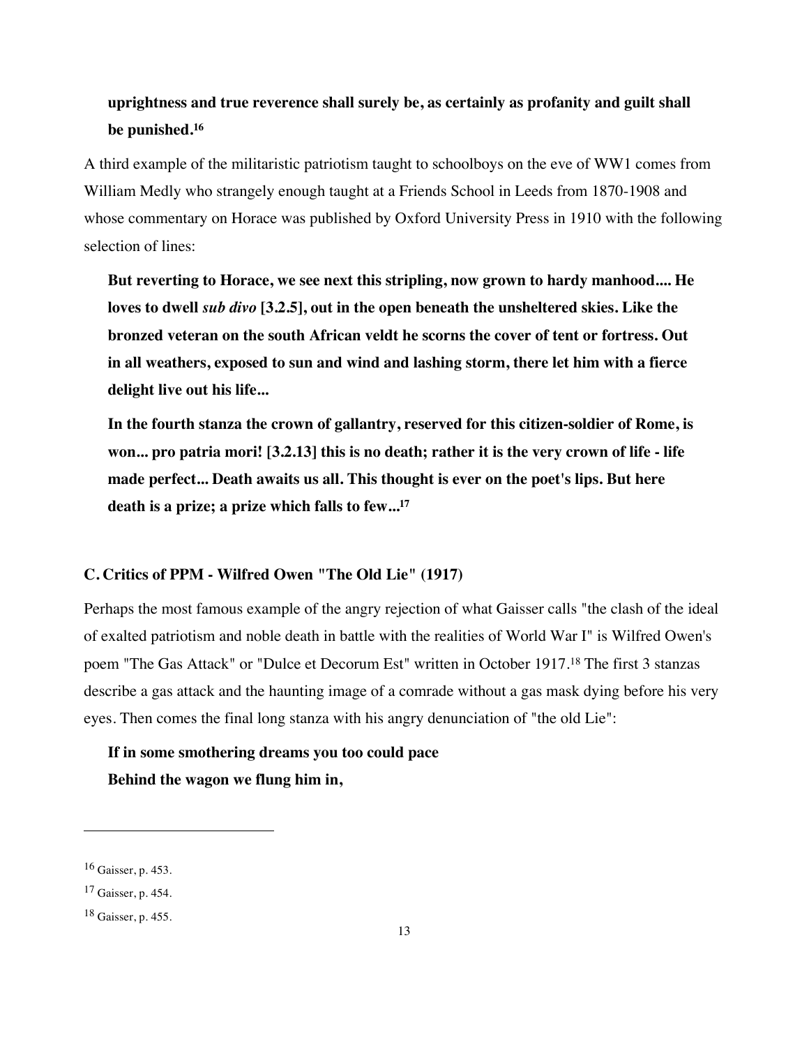**uprightness and true reverence shall surely be, as certainly as profanity and guilt shall be punished.**[16]

A third example of the militaristic patriotism taught to schoolboys on the eve of WW1 comes from William Medly who strangely enough taught at a Friends School in Leeds from 1870-1908 and whose commentary on Horace was published by Oxford University Press in 1910 with the following selection of lines:

> **But reverting to Horace, we see next this stripling, now grown to hardy manhood.... He loves to dwell *sub divo* [3.2.5], out in the open beneath the unsheltered skies. Like the bronzed veteran on the south African veldt he scorns the cover of tent or fortress. Out in all weathers, exposed to sun and wind and lashing storm, there let him with a fierce delight live out his life...**
>
> **In the fourth stanza the crown of gallantry, reserved for this citizen-soldier of Rome, is won... pro patria mori! [3.2.13] this is no death; rather it is the very crown of life - life made perfect... Death awaits us all. This thought is ever on the poet's lips. But here death is a prize; a prize which falls to few...**[17]

### C. Critics of PPM - Wilfred Owen "The Old Lie" (1917)

Perhaps the most famous example of the angry rejection of what Gaisser calls "the clash of the ideal of exalted patriotism and noble death in battle with the realities of World War I" is Wilfred Owen's poem "The Gas Attack" or "Dulce et Decorum Est" written in October 1917.[18] The first 3 stanzas describe a gas attack and the haunting image of a comrade without a gas mask dying before his very eyes. Then comes the final long stanza with his angry denunciation of "the old Lie":

> **If in some smothering dreams you too could pace**
> **Behind the wagon we flung him in,**

---

[16] Gaisser, p. 453.

[17] Gaisser, p. 454.

[18] Gaisser, p. 455.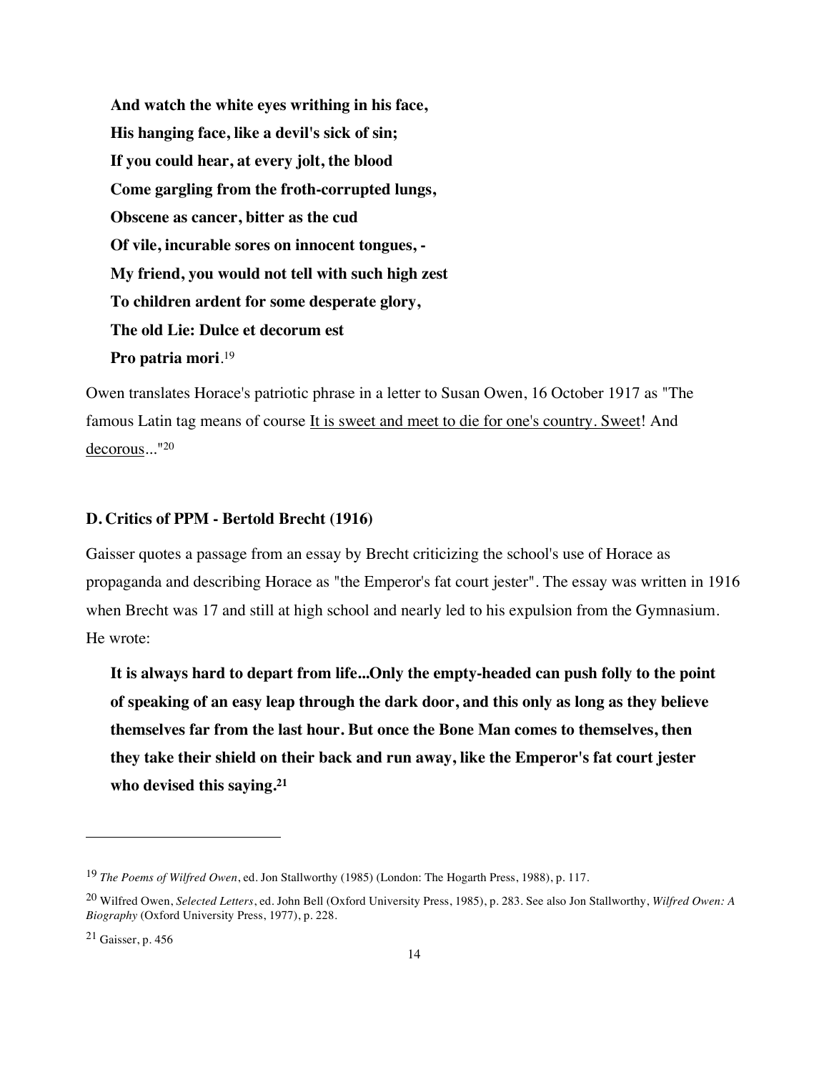> **And watch the white eyes writhing in his face,**
> **His hanging face, like a devil's sick of sin;**
> **If you could hear, at every jolt, the blood**
> **Come gargling from the froth-corrupted lungs,**
> **Obscene as cancer, bitter as the cud**
> **Of vile, incurable sores on innocent tongues, -**
> **My friend, you would not tell with such high zest**
> **To children ardent for some desperate glory,**
> **The old Lie: Dulce et decorum est**
> **Pro patria mori**.[19]

Owen translates Horace's patriotic phrase in a letter to Susan Owen, 16 October 1917 as "The famous Latin tag means of course <u>It is sweet and meet to die for one's country. Sweet</u>! And <u>decorous</u>..."[20]

### D. Critics of PPM - Bertold Brecht (1916)

Gaisser quotes a passage from an essay by Brecht criticizing the school's use of Horace as propaganda and describing Horace as "the Emperor's fat court jester". The essay was written in 1916 when Brecht was 17 and still at high school and nearly led to his expulsion from the Gymnasium. He wrote:

> **It is always hard to depart from life...Only the empty-headed can push folly to the point of speaking of an easy leap through the dark door, and this only as long as they believe themselves far from the last hour. But once the Bone Man comes to themselves, then they take their shield on their back and run away, like the Emperor's fat court jester who devised this saying.**[21]

---

[19] *The Poems of Wilfred Owen*, ed. Jon Stallworthy (1985) (London: The Hogarth Press, 1988), p. 117.

[20] Wilfred Owen, *Selected Letters*, ed. John Bell (Oxford University Press, 1985), p. 283. See also Jon Stallworthy, *Wilfred Owen: A Biography* (Oxford University Press, 1977), p. 228.

[21] Gaisser, p. 456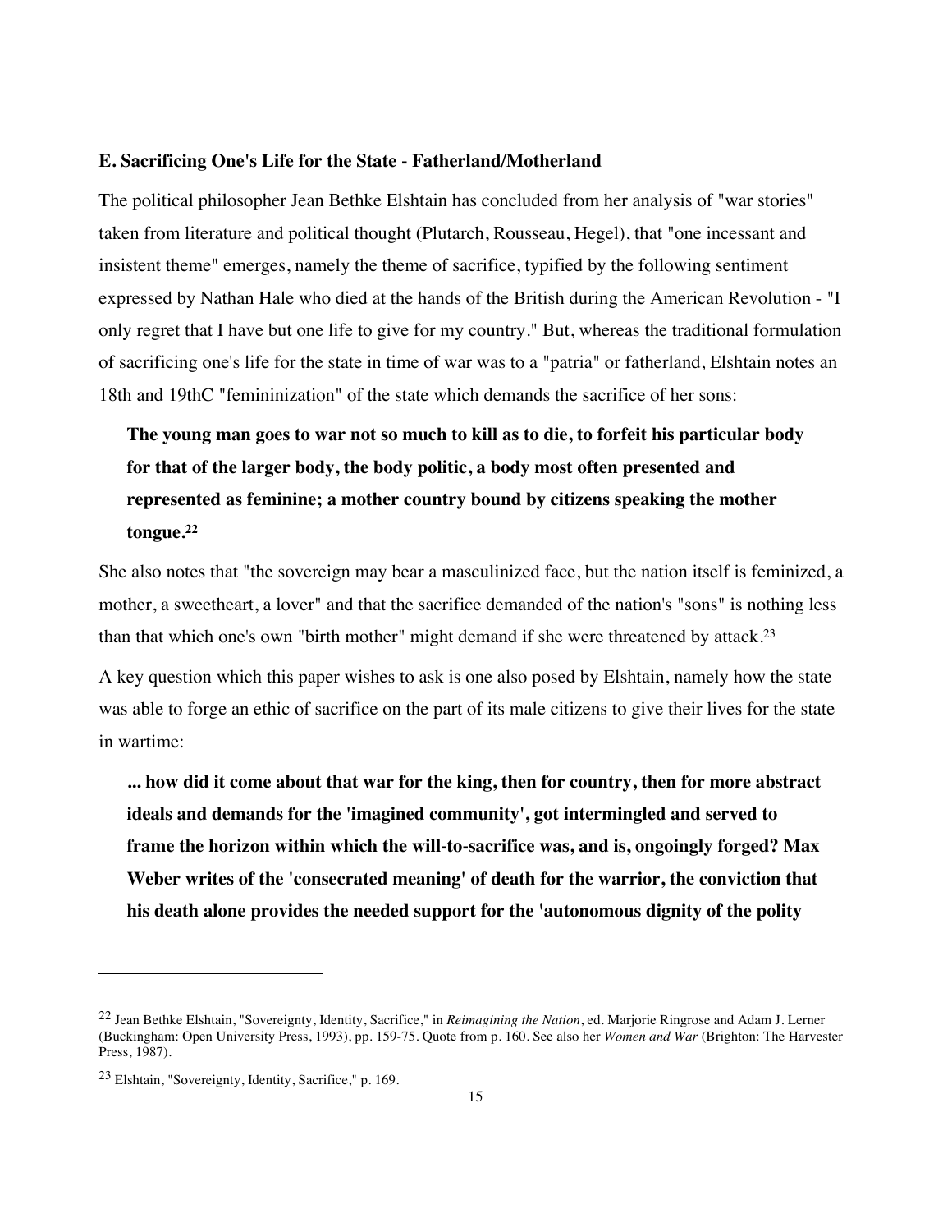### E. Sacrificing One's Life for the State - Fatherland/Motherland

The political philosopher Jean Bethke Elshtain has concluded from her analysis of "war stories" taken from literature and political thought (Plutarch, Rousseau, Hegel), that "one incessant and insistent theme" emerges, namely the theme of sacrifice, typified by the following sentiment expressed by Nathan Hale who died at the hands of the British during the American Revolution - "I only regret that I have but one life to give for my country." But, whereas the traditional formulation of sacrificing one's life for the state in time of war was to a "patria" or fatherland, Elshtain notes an 18th and 19thC "femininization" of the state which demands the sacrifice of her sons:

> **The young man goes to war not so much to kill as to die, to forfeit his particular body for that of the larger body, the body politic, a body most often presented and represented as feminine; a mother country bound by citizens speaking the mother tongue.**[22]

She also notes that "the sovereign may bear a masculinized face, but the nation itself is feminized, a mother, a sweetheart, a lover" and that the sacrifice demanded of the nation's "sons" is nothing less than that which one's own "birth mother" might demand if she were threatened by attack.[23]

A key question which this paper wishes to ask is one also posed by Elshtain, namely how the state was able to forge an ethic of sacrifice on the part of its male citizens to give their lives for the state in wartime:

> **... how did it come about that war for the king, then for country, then for more abstract ideals and demands for the 'imagined community', got intermingled and served to frame the horizon within which the will-to-sacrifice was, and is, ongoingly forged? Max Weber writes of the 'consecrated meaning' of death for the warrior, the conviction that his death alone provides the needed support for the 'autonomous dignity of the polity**

---

[22] Jean Bethke Elshtain, "Sovereignty, Identity, Sacrifice," in *Reimagining the Nation*, ed. Marjorie Ringrose and Adam J. Lerner (Buckingham: Open University Press, 1993), pp. 159-75. Quote from p. 160. See also her *Women and War* (Brighton: The Harvester Press, 1987).

[23] Elshtain, "Sovereignty, Identity, Sacrifice," p. 169.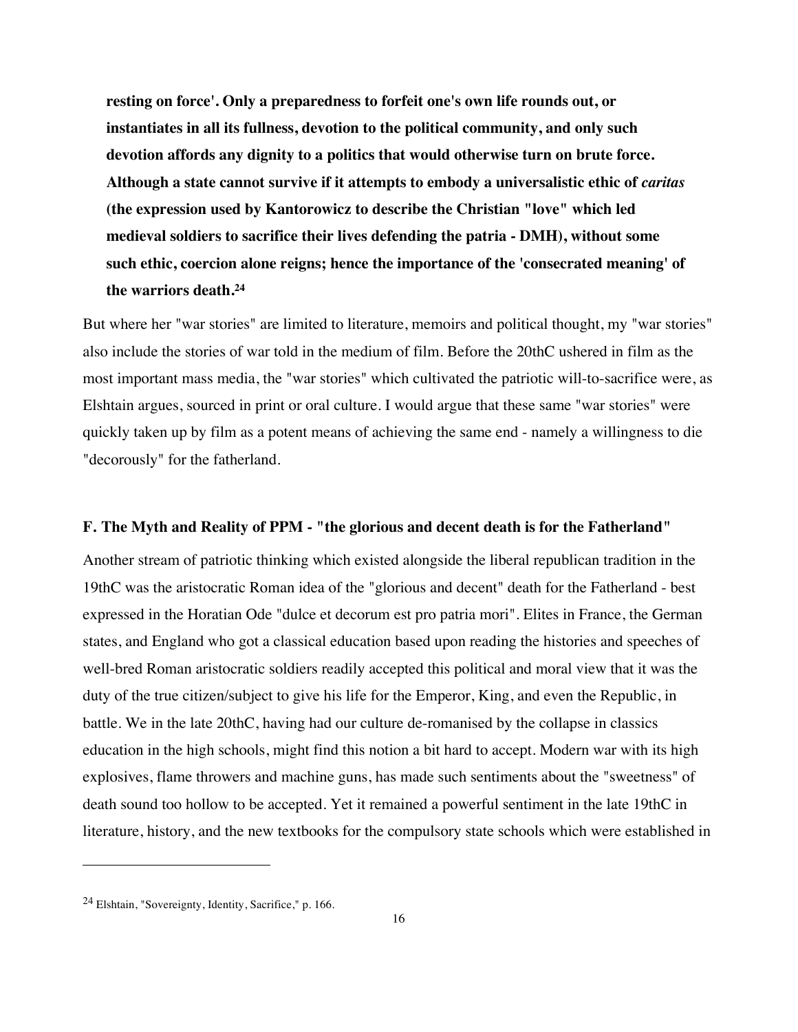> **resting on force'. Only a preparedness to forfeit one's own life rounds out, or instantiates in all its fullness, devotion to the political community, and only such devotion affords any dignity to a politics that would otherwise turn on brute force. Although a state cannot survive if it attempts to embody a universalistic ethic of *caritas* (the expression used by Kantorowicz to describe the Christian "love" which led medieval soldiers to sacrifice their lives defending the patria - DMH), without some such ethic, coercion alone reigns; hence the importance of the 'consecrated meaning' of the warriors death.[24]**

But where her "war stories" are limited to literature, memoirs and political thought, my "war stories" also include the stories of war told in the medium of film. Before the 20thC ushered in film as the most important mass media, the "war stories" which cultivated the patriotic will-to-sacrifice were, as Elshtain argues, sourced in print or oral culture. I would argue that these same "war stories" were quickly taken up by film as a potent means of achieving the same end - namely a willingness to die "decorously" for the fatherland.

### F. The Myth and Reality of PPM - "the glorious and decent death is for the Fatherland"

Another stream of patriotic thinking which existed alongside the liberal republican tradition in the 19thC was the aristocratic Roman idea of the "glorious and decent" death for the Fatherland - best expressed in the Horatian Ode "dulce et decorum est pro patria mori". Elites in France, the German states, and England who got a classical education based upon reading the histories and speeches of well-bred Roman aristocratic soldiers readily accepted this political and moral view that it was the duty of the true citizen/subject to give his life for the Emperor, King, and even the Republic, in battle. We in the late 20thC, having had our culture de-romanised by the collapse in classics education in the high schools, might find this notion a bit hard to accept. Modern war with its high explosives, flame throwers and machine guns, has made such sentiments about the "sweetness" of death sound too hollow to be accepted. Yet it remained a powerful sentiment in the late 19thC in literature, history, and the new textbooks for the compulsory state schools which were established in

---

[24] Elshtain, "Sovereignty, Identity, Sacrifice," p. 166.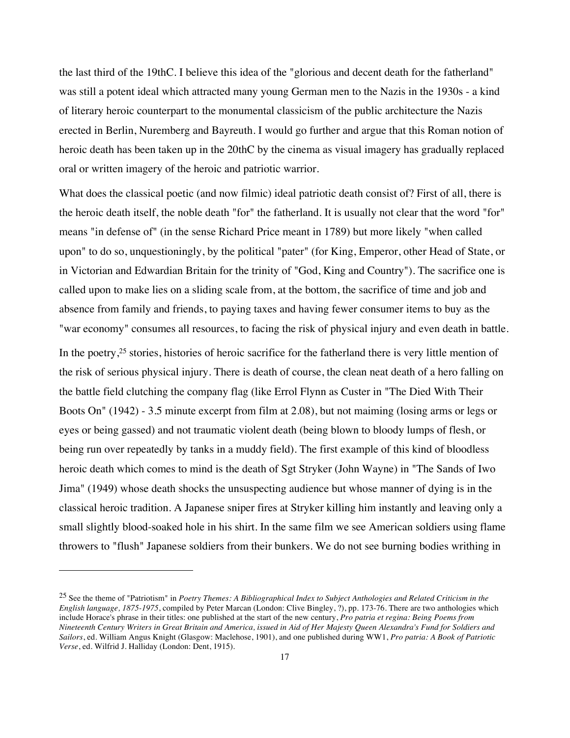the last third of the 19thC. I believe this idea of the "glorious and decent death for the fatherland" was still a potent ideal which attracted many young German men to the Nazis in the 1930s - a kind of literary heroic counterpart to the monumental classicism of the public architecture the Nazis erected in Berlin, Nuremberg and Bayreuth. I would go further and argue that this Roman notion of heroic death has been taken up in the 20thC by the cinema as visual imagery has gradually replaced oral or written imagery of the heroic and patriotic warrior.

What does the classical poetic (and now filmic) ideal patriotic death consist of? First of all, there is the heroic death itself, the noble death "for" the fatherland. It is usually not clear that the word "for" means "in defense of" (in the sense Richard Price meant in 1789) but more likely "when called upon" to do so, unquestioningly, by the political "pater" (for King, Emperor, other Head of State, or in Victorian and Edwardian Britain for the trinity of "God, King and Country"). The sacrifice one is called upon to make lies on a sliding scale from, at the bottom, the sacrifice of time and job and absence from family and friends, to paying taxes and having fewer consumer items to buy as the "war economy" consumes all resources, to facing the risk of physical injury and even death in battle.

In the poetry,[25] stories, histories of heroic sacrifice for the fatherland there is very little mention of the risk of serious physical injury. There is death of course, the clean neat death of a hero falling on the battle field clutching the company flag (like Errol Flynn as Custer in "The Died With Their Boots On" (1942) - 3.5 minute excerpt from film at 2.08), but not maiming (losing arms or legs or eyes or being gassed) and not traumatic violent death (being blown to bloody lumps of flesh, or being run over repeatedly by tanks in a muddy field). The first example of this kind of bloodless heroic death which comes to mind is the death of Sgt Stryker (John Wayne) in "The Sands of Iwo Jima" (1949) whose death shocks the unsuspecting audience but whose manner of dying is in the classical heroic tradition. A Japanese sniper fires at Stryker killing him instantly and leaving only a small slightly blood-soaked hole in his shirt. In the same film we see American soldiers using flame throwers to "flush" Japanese soldiers from their bunkers. We do not see burning bodies writhing in

---

[25] See the theme of "Patriotism" in *Poetry Themes: A Bibliographical Index to Subject Anthologies and Related Criticism in the English language, 1875-1975*, compiled by Peter Marcan (London: Clive Bingley, ?), pp. 173-76. There are two anthologies which include Horace's phrase in their titles: one published at the start of the new century, *Pro patria et regina: Being Poems from Nineteenth Century Writers in Great Britain and America, issued in Aid of Her Majesty Queen Alexandra's Fund for Soldiers and Sailors*, ed. William Angus Knight (Glasgow: Maclehose, 1901), and one published during WW1, *Pro patria: A Book of Patriotic Verse*, ed. Wilfrid J. Halliday (London: Dent, 1915).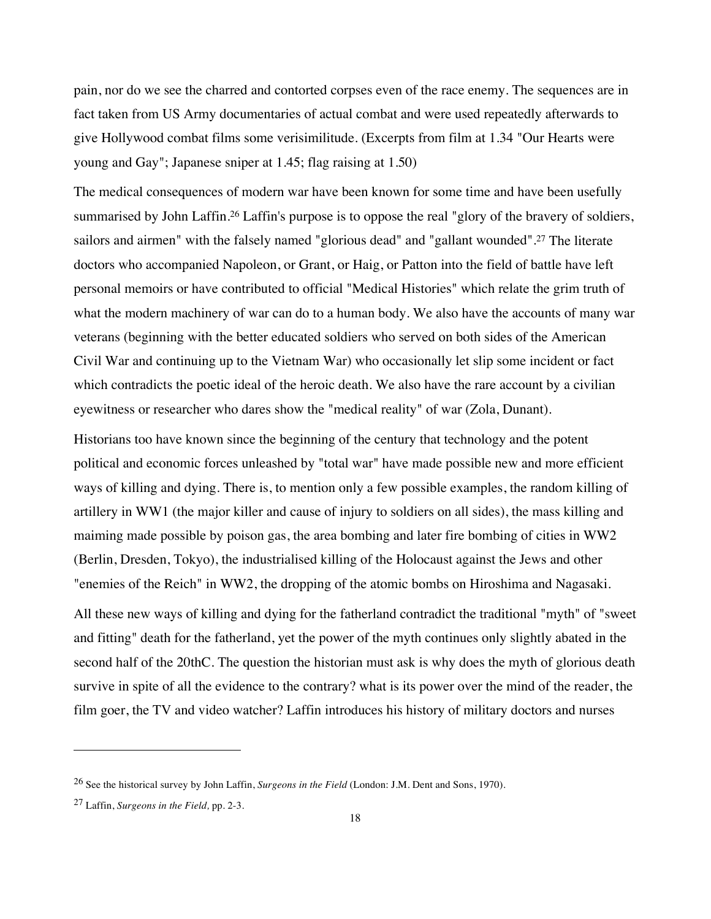pain, nor do we see the charred and contorted corpses even of the race enemy. The sequences are in fact taken from US Army documentaries of actual combat and were used repeatedly afterwards to give Hollywood combat films some verisimilitude. (Excerpts from film at 1.34 "Our Hearts were young and Gay"; Japanese sniper at 1.45; flag raising at 1.50)

The medical consequences of modern war have been known for some time and have been usefully summarised by John Laffin.[26] Laffin's purpose is to oppose the real "glory of the bravery of soldiers, sailors and airmen" with the falsely named "glorious dead" and "gallant wounded".[27] The literate doctors who accompanied Napoleon, or Grant, or Haig, or Patton into the field of battle have left personal memoirs or have contributed to official "Medical Histories" which relate the grim truth of what the modern machinery of war can do to a human body. We also have the accounts of many war veterans (beginning with the better educated soldiers who served on both sides of the American Civil War and continuing up to the Vietnam War) who occasionally let slip some incident or fact which contradicts the poetic ideal of the heroic death. We also have the rare account by a civilian eyewitness or researcher who dares show the "medical reality" of war (Zola, Dunant).

Historians too have known since the beginning of the century that technology and the potent political and economic forces unleashed by "total war" have made possible new and more efficient ways of killing and dying. There is, to mention only a few possible examples, the random killing of artillery in WW1 (the major killer and cause of injury to soldiers on all sides), the mass killing and maiming made possible by poison gas, the area bombing and later fire bombing of cities in WW2 (Berlin, Dresden, Tokyo), the industrialised killing of the Holocaust against the Jews and other "enemies of the Reich" in WW2, the dropping of the atomic bombs on Hiroshima and Nagasaki.

All these new ways of killing and dying for the fatherland contradict the traditional "myth" of "sweet and fitting" death for the fatherland, yet the power of the myth continues only slightly abated in the second half of the 20thC. The question the historian must ask is why does the myth of glorious death survive in spite of all the evidence to the contrary? what is its power over the mind of the reader, the film goer, the TV and video watcher? Laffin introduces his history of military doctors and nurses

---

[26] See the historical survey by John Laffin, *Surgeons in the Field* (London: J.M. Dent and Sons, 1970).

[27] Laffin, *Surgeons in the Field,* pp. 2-3.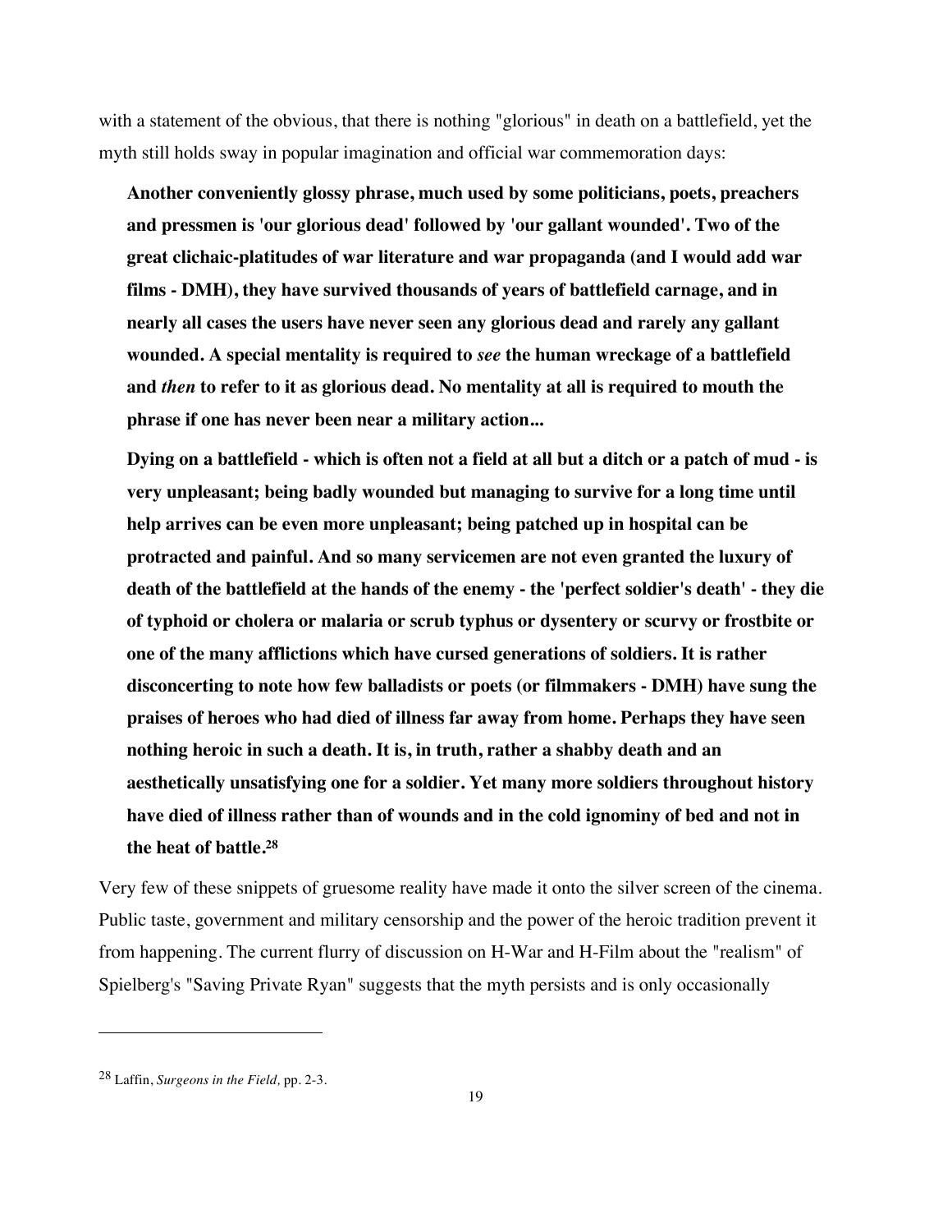with a statement of the obvious, that there is nothing "glorious" in death on a battlefield, yet the myth still holds sway in popular imagination and official war commemoration days:

> **Another conveniently glossy phrase, much used by some politicians, poets, preachers and pressmen is 'our glorious dead' followed by 'our gallant wounded'. Two of the great clichaic-platitudes of war literature and war propaganda (and I would add war films - DMH), they have survived thousands of years of battlefield carnage, and in nearly all cases the users have never seen any glorious dead and rarely any gallant wounded. A special mentality is required to *see* the human wreckage of a battlefield and *then* to refer to it as glorious dead. No mentality at all is required to mouth the phrase if one has never been near a military action...**
>
> **Dying on a battlefield - which is often not a field at all but a ditch or a patch of mud - is very unpleasant; being badly wounded but managing to survive for a long time until help arrives can be even more unpleasant; being patched up in hospital can be protracted and painful. And so many servicemen are not even granted the luxury of death of the battlefield at the hands of the enemy - the 'perfect soldier's death' - they die of typhoid or cholera or malaria or scrub typhus or dysentery or scurvy or frostbite or one of the many afflictions which have cursed generations of soldiers. It is rather disconcerting to note how few balladists or poets (or filmmakers - DMH) have sung the praises of heroes who had died of illness far away from home. Perhaps they have seen nothing heroic in such a death. It is, in truth, rather a shabby death and an aesthetically unsatisfying one for a soldier. Yet many more soldiers throughout history have died of illness rather than of wounds and in the cold ignominy of bed and not in the heat of battle.[28]**

Very few of these snippets of gruesome reality have made it onto the silver screen of the cinema. Public taste, government and military censorship and the power of the heroic tradition prevent it from happening. The current flurry of discussion on H-War and H-Film about the "realism" of Spielberg's "Saving Private Ryan" suggests that the myth persists and is only occasionally

---

[28] Laffin, *Surgeons in the Field,* pp. 2-3.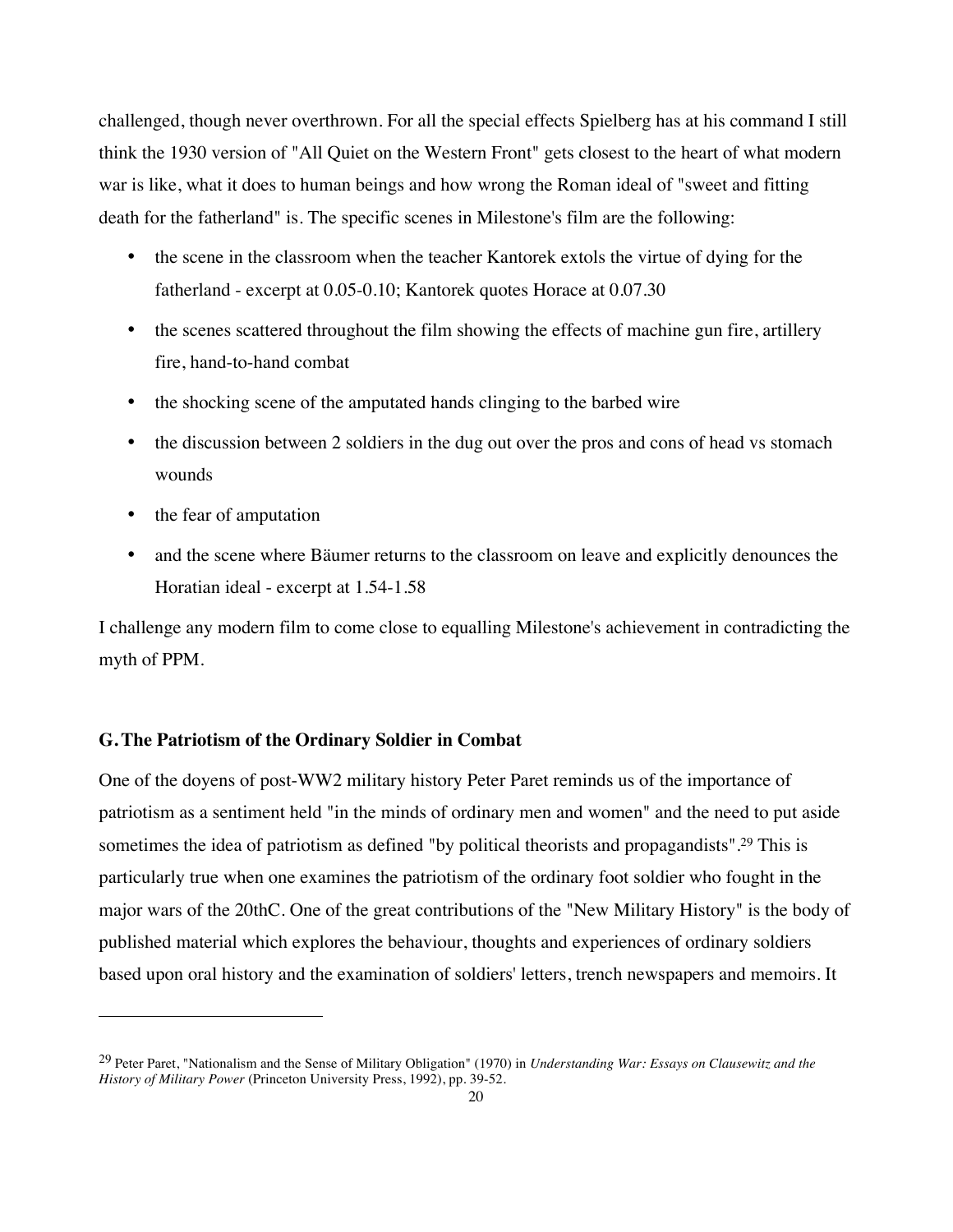challenged, though never overthrown. For all the special effects Spielberg has at his command I still think the 1930 version of "All Quiet on the Western Front" gets closest to the heart of what modern war is like, what it does to human beings and how wrong the Roman ideal of "sweet and fitting death for the fatherland" is. The specific scenes in Milestone's film are the following:

- the scene in the classroom when the teacher Kantorek extols the virtue of dying for the fatherland - excerpt at 0.05-0.10; Kantorek quotes Horace at 0.07.30
- the scenes scattered throughout the film showing the effects of machine gun fire, artillery fire, hand-to-hand combat
- the shocking scene of the amputated hands clinging to the barbed wire
- the discussion between 2 soldiers in the dug out over the pros and cons of head vs stomach wounds
- the fear of amputation
- and the scene where Bäumer returns to the classroom on leave and explicitly denounces the Horatian ideal - excerpt at 1.54-1.58

I challenge any modern film to come close to equalling Milestone's achievement in contradicting the myth of PPM.

### G. The Patriotism of the Ordinary Soldier in Combat

One of the doyens of post-WW2 military history Peter Paret reminds us of the importance of patriotism as a sentiment held "in the minds of ordinary men and women" and the need to put aside sometimes the idea of patriotism as defined "by political theorists and propagandists".[29] This is particularly true when one examines the patriotism of the ordinary foot soldier who fought in the major wars of the 20thC. One of the great contributions of the "New Military History" is the body of published material which explores the behaviour, thoughts and experiences of ordinary soldiers based upon oral history and the examination of soldiers' letters, trench newspapers and memoirs. It

---

[29] Peter Paret, "Nationalism and the Sense of Military Obligation" (1970) in *Understanding War: Essays on Clausewitz and the History of Military Power* (Princeton University Press, 1992), pp. 39-52.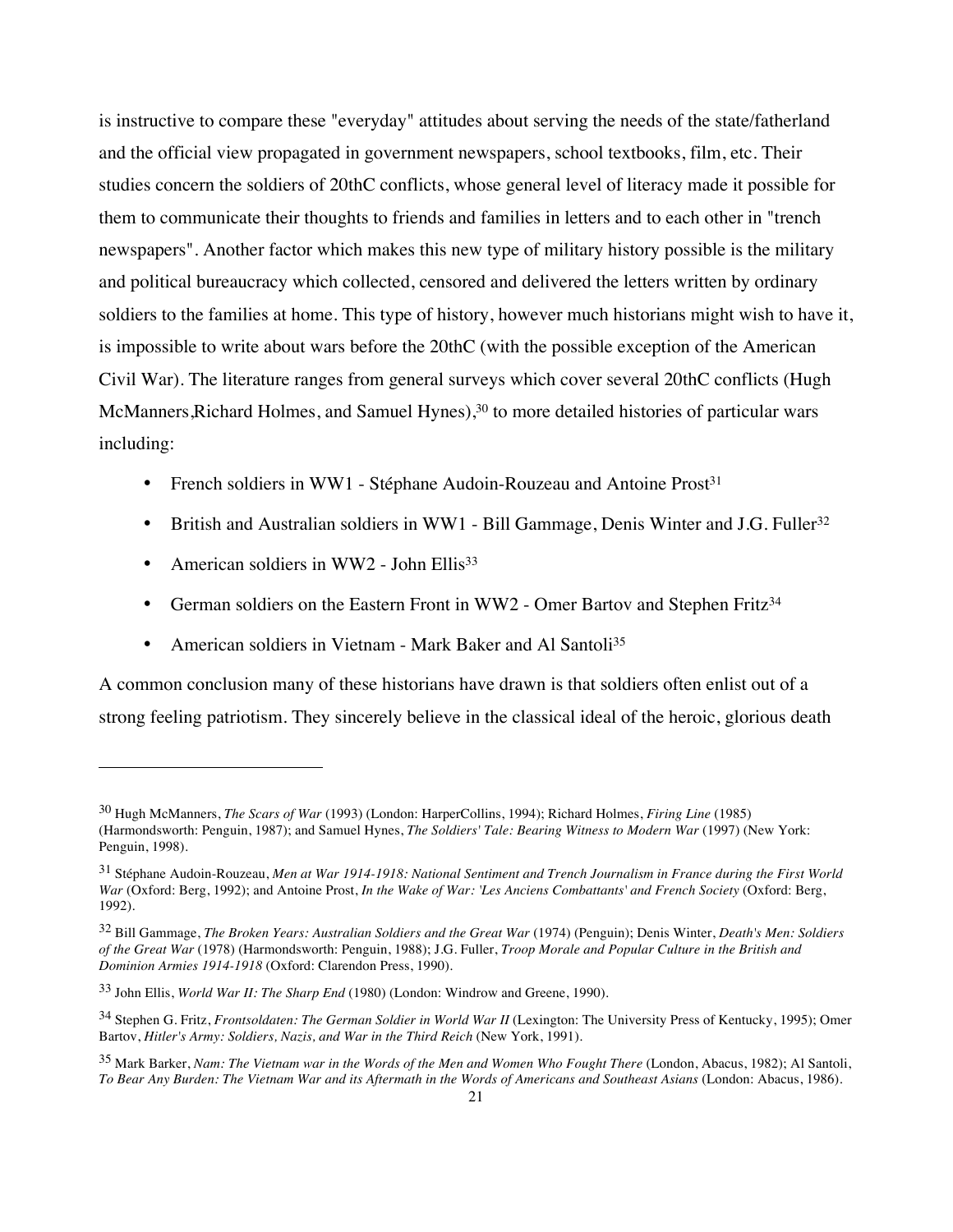is instructive to compare these "everyday" attitudes about serving the needs of the state/fatherland and the official view propagated in government newspapers, school textbooks, film, etc. Their studies concern the soldiers of 20thC conflicts, whose general level of literacy made it possible for them to communicate their thoughts to friends and families in letters and to each other in "trench newspapers". Another factor which makes this new type of military history possible is the military and political bureaucracy which collected, censored and delivered the letters written by ordinary soldiers to the families at home. This type of history, however much historians might wish to have it, is impossible to write about wars before the 20thC (with the possible exception of the American Civil War). The literature ranges from general surveys which cover several 20thC conflicts (Hugh McManners,Richard Holmes, and Samuel Hynes),[30] to more detailed histories of particular wars including:

- French soldiers in WW1 - Stéphane Audoin-Rouzeau and Antoine Prost[31]
- British and Australian soldiers in WW1 - Bill Gammage, Denis Winter and J.G. Fuller[32]
- American soldiers in WW2 - John Ellis[33]
- German soldiers on the Eastern Front in WW2 - Omer Bartov and Stephen Fritz[34]
- American soldiers in Vietnam - Mark Baker and Al Santoli[35]

A common conclusion many of these historians have drawn is that soldiers often enlist out of a strong feeling patriotism. They sincerely believe in the classical ideal of the heroic, glorious death

---

[30] Hugh McManners, *The Scars of War* (1993) (London: HarperCollins, 1994); Richard Holmes, *Firing Line* (1985) (Harmondsworth: Penguin, 1987); and Samuel Hynes, *The Soldiers' Tale: Bearing Witness to Modern War* (1997) (New York: Penguin, 1998).

[31] Stéphane Audoin-Rouzeau, *Men at War 1914-1918: National Sentiment and Trench Journalism in France during the First World War* (Oxford: Berg, 1992); and Antoine Prost, *In the Wake of War: 'Les Anciens Combattants' and French Society* (Oxford: Berg, 1992).

[32] Bill Gammage, *The Broken Years: Australian Soldiers and the Great War* (1974) (Penguin); Denis Winter, *Death's Men: Soldiers of the Great War* (1978) (Harmondsworth: Penguin, 1988); J.G. Fuller, *Troop Morale and Popular Culture in the British and Dominion Armies 1914-1918* (Oxford: Clarendon Press, 1990).

[33] John Ellis, *World War II: The Sharp End* (1980) (London: Windrow and Greene, 1990).

[34] Stephen G. Fritz, *Frontsoldaten: The German Soldier in World War II* (Lexington: The University Press of Kentucky, 1995); Omer Bartov, *Hitler's Army: Soldiers, Nazis, and War in the Third Reich* (New York, 1991).

[35] Mark Barker, *Nam: The Vietnam war in the Words of the Men and Women Who Fought There* (London, Abacus, 1982); Al Santoli, *To Bear Any Burden: The Vietnam War and its Aftermath in the Words of Americans and Southeast Asians* (London: Abacus, 1986).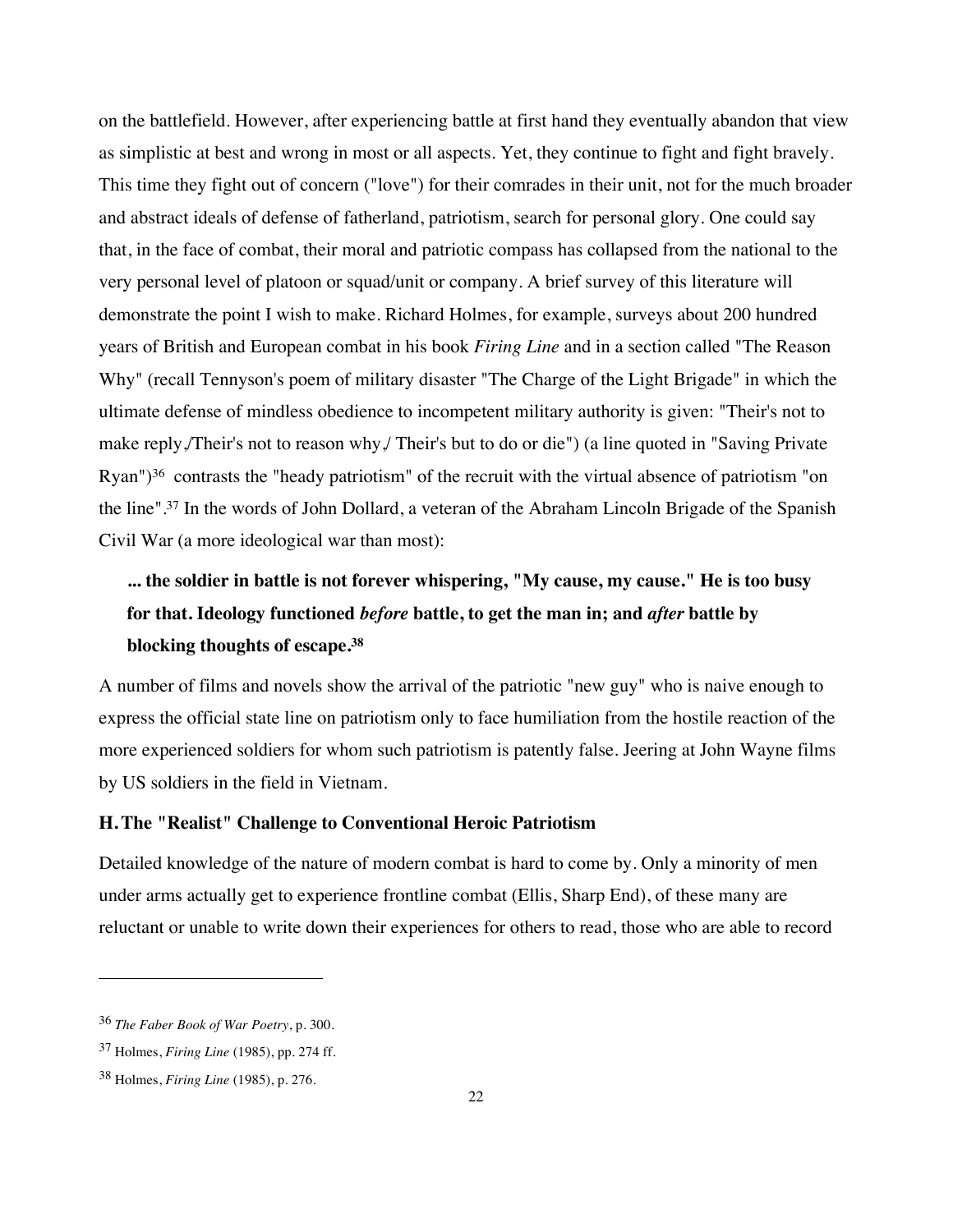on the battlefield. However, after experiencing battle at first hand they eventually abandon that view as simplistic at best and wrong in most or all aspects. Yet, they continue to fight and fight bravely. This time they fight out of concern ("love") for their comrades in their unit, not for the much broader and abstract ideals of defense of fatherland, patriotism, search for personal glory. One could say that, in the face of combat, their moral and patriotic compass has collapsed from the national to the very personal level of platoon or squad/unit or company. A brief survey of this literature will demonstrate the point I wish to make. Richard Holmes, for example, surveys about 200 hundred years of British and European combat in his book *Firing Line* and in a section called "The Reason Why" (recall Tennyson's poem of military disaster "The Charge of the Light Brigade" in which the ultimate defense of mindless obedience to incompetent military authority is given: "Their's not to make reply,/Their's not to reason why,/ Their's but to do or die") (a line quoted in "Saving Private Ryan")[36] contrasts the "heady patriotism" of the recruit with the virtual absence of patriotism "on the line".[37] In the words of John Dollard, a veteran of the Abraham Lincoln Brigade of the Spanish Civil War (a more ideological war than most):

> **... the soldier in battle is not forever whispering, "My cause, my cause." He is too busy for that. Ideology functioned *before* battle, to get the man in; and *after* battle by blocking thoughts of escape.**[38]

A number of films and novels show the arrival of the patriotic "new guy" who is naive enough to express the official state line on patriotism only to face humiliation from the hostile reaction of the more experienced soldiers for whom such patriotism is patently false. Jeering at John Wayne films by US soldiers in the field in Vietnam.

### H. The "Realist" Challenge to Conventional Heroic Patriotism

Detailed knowledge of the nature of modern combat is hard to come by. Only a minority of men under arms actually get to experience frontline combat (Ellis, Sharp End), of these many are reluctant or unable to write down their experiences for others to read, those who are able to record

---

[36] *The Faber Book of War Poetry*, p. 300.

[37] Holmes, *Firing Line* (1985), pp. 274 ff.

[38] Holmes, *Firing Line* (1985), p. 276.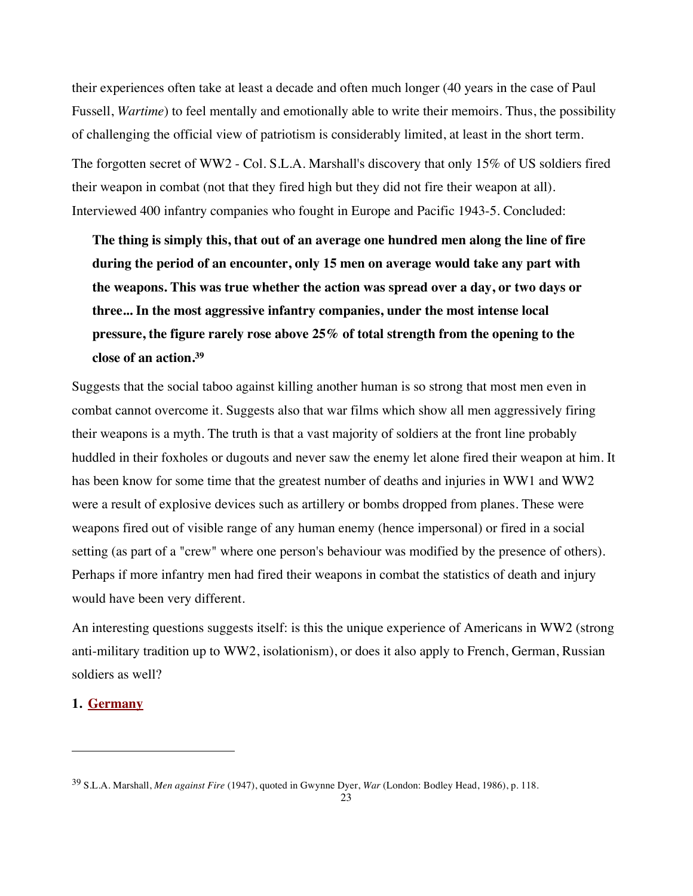their experiences often take at least a decade and often much longer (40 years in the case of Paul Fussell, *Wartime*) to feel mentally and emotionally able to write their memoirs. Thus, the possibility of challenging the official view of patriotism is considerably limited, at least in the short term.

The forgotten secret of WW2 - Col. S.L.A. Marshall's discovery that only 15% of US soldiers fired their weapon in combat (not that they fired high but they did not fire their weapon at all). Interviewed 400 infantry companies who fought in Europe and Pacific 1943-5. Concluded:

> **The thing is simply this, that out of an average one hundred men along the line of fire during the period of an encounter, only 15 men on average would take any part with the weapons. This was true whether the action was spread over a day, or two days or three... In the most aggressive infantry companies, under the most intense local pressure, the figure rarely rose above 25% of total strength from the opening to the close of an action.[39]**

Suggests that the social taboo against killing another human is so strong that most men even in combat cannot overcome it. Suggests also that war films which show all men aggressively firing their weapons is a myth. The truth is that a vast majority of soldiers at the front line probably huddled in their foxholes or dugouts and never saw the enemy let alone fired their weapon at him. It has been know for some time that the greatest number of deaths and injuries in WW1 and WW2 were a result of explosive devices such as artillery or bombs dropped from planes. These were weapons fired out of visible range of any human enemy (hence impersonal) or fired in a social setting (as part of a "crew" where one person's behaviour was modified by the presence of others). Perhaps if more infantry men had fired their weapons in combat the statistics of death and injury would have been very different.

An interesting questions suggests itself: is this the unique experience of Americans in WW2 (strong anti-military tradition up to WW2, isolationism), or does it also apply to French, German, Russian soldiers as well?

1. **Germany**

---

[39] S.L.A. Marshall, *Men against Fire* (1947), quoted in Gwynne Dyer, *War* (London: Bodley Head, 1986), p. 118.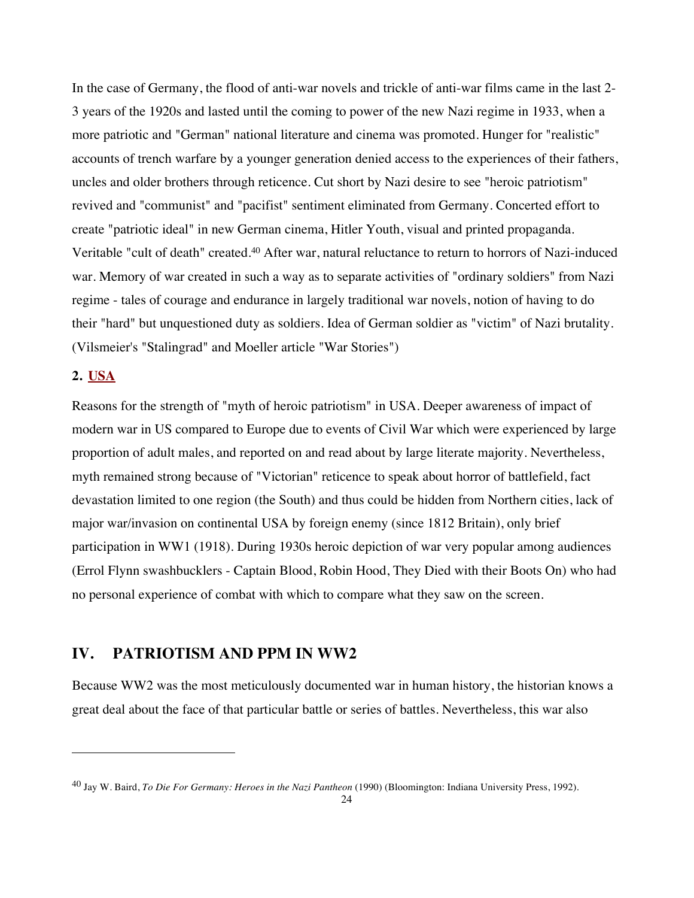In the case of Germany, the flood of anti-war novels and trickle of anti-war films came in the last 2-3 years of the 1920s and lasted until the coming to power of the new Nazi regime in 1933, when a more patriotic and "German" national literature and cinema was promoted. Hunger for "realistic" accounts of trench warfare by a younger generation denied access to the experiences of their fathers, uncles and older brothers through reticence. Cut short by Nazi desire to see "heroic patriotism" revived and "communist" and "pacifist" sentiment eliminated from Germany. Concerted effort to create "patriotic ideal" in new German cinema, Hitler Youth, visual and printed propaganda. Veritable "cult of death" created.[40] After war, natural reluctance to return to horrors of Nazi-induced war. Memory of war created in such a way as to separate activities of "ordinary soldiers" from Nazi regime - tales of courage and endurance in largely traditional war novels, notion of having to do their "hard" but unquestioned duty as soldiers. Idea of German soldier as "victim" of Nazi brutality. (Vilsmeier's "Stalingrad" and Moeller article "War Stories")

### 2. USA

Reasons for the strength of "myth of heroic patriotism" in USA. Deeper awareness of impact of modern war in US compared to Europe due to events of Civil War which were experienced by large proportion of adult males, and reported on and read about by large literate majority. Nevertheless, myth remained strong because of "Victorian" reticence to speak about horror of battlefield, fact devastation limited to one region (the South) and thus could be hidden from Northern cities, lack of major war/invasion on continental USA by foreign enemy (since 1812 Britain), only brief participation in WW1 (1918). During 1930s heroic depiction of war very popular among audiences (Errol Flynn swashbucklers - Captain Blood, Robin Hood, They Died with their Boots On) who had no personal experience of combat with which to compare what they saw on the screen.

## IV. PATRIOTISM AND PPM IN WW2

Because WW2 was the most meticulously documented war in human history, the historian knows a great deal about the face of that particular battle or series of battles. Nevertheless, this war also

---

[40] Jay W. Baird, *To Die For Germany: Heroes in the Nazi Pantheon* (1990) (Bloomington: Indiana University Press, 1992).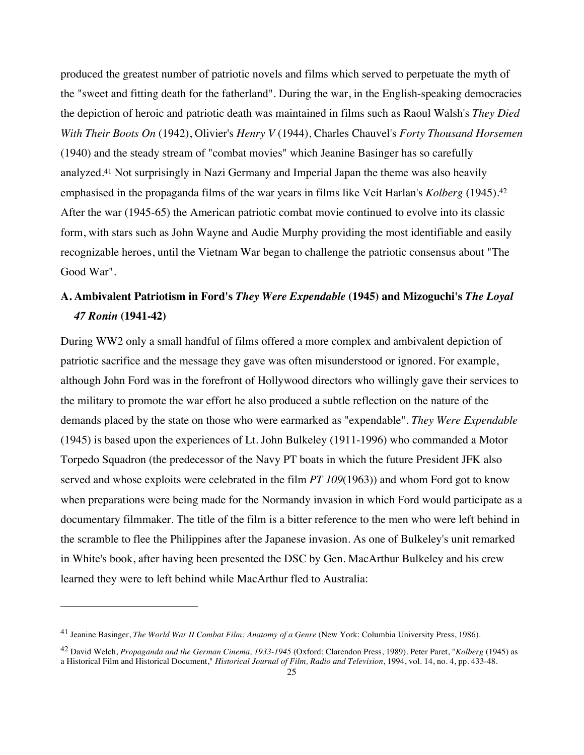produced the greatest number of patriotic novels and films which served to perpetuate the myth of the "sweet and fitting death for the fatherland". During the war, in the English-speaking democracies the depiction of heroic and patriotic death was maintained in films such as Raoul Walsh's *They Died With Their Boots On* (1942), Olivier's *Henry V* (1944), Charles Chauvel's *Forty Thousand Horsemen* (1940) and the steady stream of "combat movies" which Jeanine Basinger has so carefully analyzed.[41] Not surprisingly in Nazi Germany and Imperial Japan the theme was also heavily emphasised in the propaganda films of the war years in films like Veit Harlan's *Kolberg* (1945).[42] After the war (1945-65) the American patriotic combat movie continued to evolve into its classic form, with stars such as John Wayne and Audie Murphy providing the most identifiable and easily recognizable heroes, until the Vietnam War began to challenge the patriotic consensus about "The Good War".

### A. Ambivalent Patriotism in Ford's *They Were Expendable* (1945) and Mizoguchi's *The Loyal 47 Ronin* (1941-42)

During WW2 only a small handful of films offered a more complex and ambivalent depiction of patriotic sacrifice and the message they gave was often misunderstood or ignored. For example, although John Ford was in the forefront of Hollywood directors who willingly gave their services to the military to promote the war effort he also produced a subtle reflection on the nature of the demands placed by the state on those who were earmarked as "expendable". *They Were Expendable* (1945) is based upon the experiences of Lt. John Bulkeley (1911-1996) who commanded a Motor Torpedo Squadron (the predecessor of the Navy PT boats in which the future President JFK also served and whose exploits were celebrated in the film *PT 109*(1963)) and whom Ford got to know when preparations were being made for the Normandy invasion in which Ford would participate as a documentary filmmaker. The title of the film is a bitter reference to the men who were left behind in the scramble to flee the Philippines after the Japanese invasion. As one of Bulkeley's unit remarked in White's book, after having been presented the DSC by Gen. MacArthur Bulkeley and his crew learned they were to left behind while MacArthur fled to Australia:

---

[41] Jeanine Basinger, *The World War II Combat Film: Anatomy of a Genre* (New York: Columbia University Press, 1986).

[42] David Welch, *Propaganda and the German Cinema, 1933-1945* (Oxford: Clarendon Press, 1989). Peter Paret, "*Kolberg* (1945) as a Historical Film and Historical Document," *Historical Journal of Film, Radio and Television*, 1994, vol. 14, no. 4, pp. 433-48.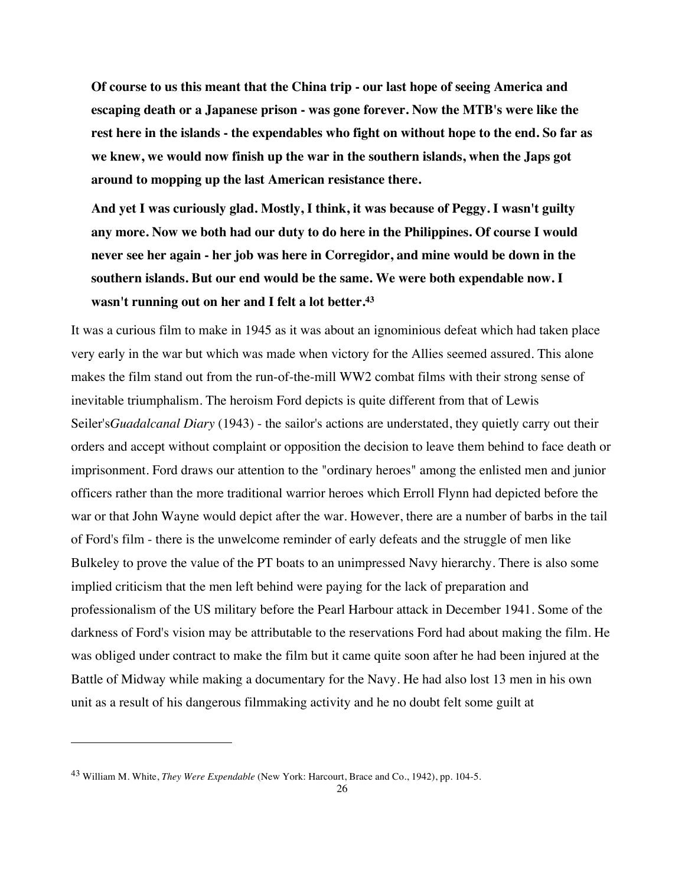**Of course to us this meant that the China trip - our last hope of seeing America and escaping death or a Japanese prison - was gone forever. Now the MTB's were like the rest here in the islands - the expendables who fight on without hope to the end. So far as we knew, we would now finish up the war in the southern islands, when the Japs got around to mopping up the last American resistance there.**

**And yet I was curiously glad. Mostly, I think, it was because of Peggy. I wasn't guilty any more. Now we both had our duty to do here in the Philippines. Of course I would never see her again - her job was here in Corregidor, and mine would be down in the southern islands. But our end would be the same. We were both expendable now. I wasn't running out on her and I felt a lot better.**[43]

It was a curious film to make in 1945 as it was about an ignominious defeat which had taken place very early in the war but which was made when victory for the Allies seemed assured. This alone makes the film stand out from the run-of-the-mill WW2 combat films with their strong sense of inevitable triumphalism. The heroism Ford depicts is quite different from that of Lewis Seiler's*Guadalcanal Diary* (1943) - the sailor's actions are understated, they quietly carry out their orders and accept without complaint or opposition the decision to leave them behind to face death or imprisonment. Ford draws our attention to the "ordinary heroes" among the enlisted men and junior officers rather than the more traditional warrior heroes which Erroll Flynn had depicted before the war or that John Wayne would depict after the war. However, there are a number of barbs in the tail of Ford's film - there is the unwelcome reminder of early defeats and the struggle of men like Bulkeley to prove the value of the PT boats to an unimpressed Navy hierarchy. There is also some implied criticism that the men left behind were paying for the lack of preparation and professionalism of the US military before the Pearl Harbour attack in December 1941. Some of the darkness of Ford's vision may be attributable to the reservations Ford had about making the film. He was obliged under contract to make the film but it came quite soon after he had been injured at the Battle of Midway while making a documentary for the Navy. He had also lost 13 men in his own unit as a result of his dangerous filmmaking activity and he no doubt felt some guilt at

---

[43] William M. White, *They Were Expendable* (New York: Harcourt, Brace and Co., 1942), pp. 104-5.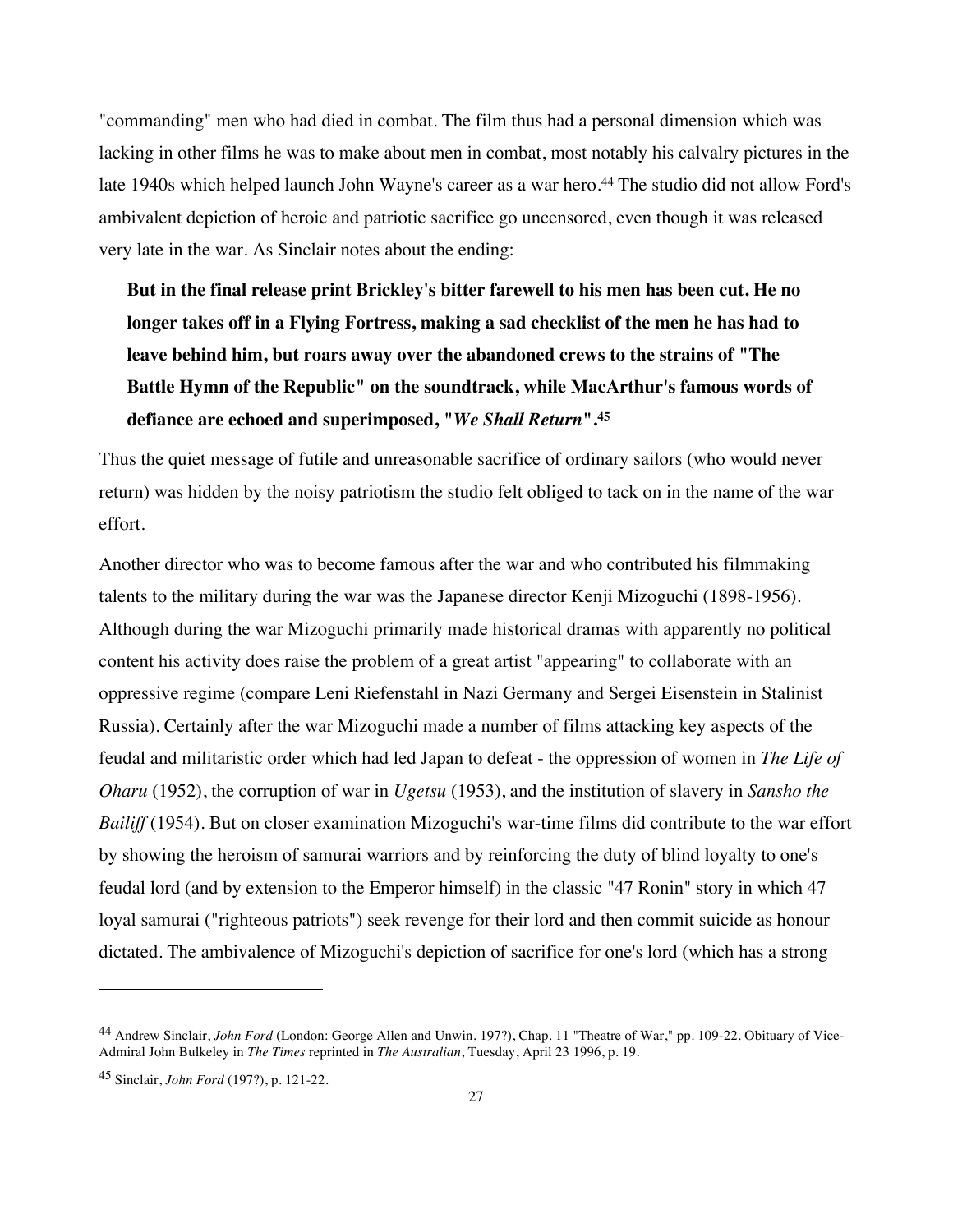"commanding" men who had died in combat. The film thus had a personal dimension which was lacking in other films he was to make about men in combat, most notably his calvalry pictures in the late 1940s which helped launch John Wayne's career as a war hero.[44] The studio did not allow Ford's ambivalent depiction of heroic and patriotic sacrifice go uncensored, even though it was released very late in the war. As Sinclair notes about the ending:

> **But in the final release print Brickley's bitter farewell to his men has been cut. He no longer takes off in a Flying Fortress, making a sad checklist of the men he has had to leave behind him, but roars away over the abandoned crews to the strains of "The Battle Hymn of the Republic" on the soundtrack, while MacArthur's famous words of defiance are echoed and superimposed, "*We Shall Return*".[45]**

Thus the quiet message of futile and unreasonable sacrifice of ordinary sailors (who would never return) was hidden by the noisy patriotism the studio felt obliged to tack on in the name of the war effort.

Another director who was to become famous after the war and who contributed his filmmaking talents to the military during the war was the Japanese director Kenji Mizoguchi (1898-1956). Although during the war Mizoguchi primarily made historical dramas with apparently no political content his activity does raise the problem of a great artist "appearing" to collaborate with an oppressive regime (compare Leni Riefenstahl in Nazi Germany and Sergei Eisenstein in Stalinist Russia). Certainly after the war Mizoguchi made a number of films attacking key aspects of the feudal and militaristic order which had led Japan to defeat - the oppression of women in *The Life of Oharu* (1952), the corruption of war in *Ugetsu* (1953), and the institution of slavery in *Sansho the Bailiff* (1954). But on closer examination Mizoguchi's war-time films did contribute to the war effort by showing the heroism of samurai warriors and by reinforcing the duty of blind loyalty to one's feudal lord (and by extension to the Emperor himself) in the classic "47 Ronin" story in which 47 loyal samurai ("righteous patriots") seek revenge for their lord and then commit suicide as honour dictated. The ambivalence of Mizoguchi's depiction of sacrifice for one's lord (which has a strong

---

[44] Andrew Sinclair, *John Ford* (London: George Allen and Unwin, 197?), Chap. 11 "Theatre of War," pp. 109-22. Obituary of Vice-Admiral John Bulkeley in *The Times* reprinted in *The Australian*, Tuesday, April 23 1996, p. 19.

[45] Sinclair, *John Ford* (197?), p. 121-22.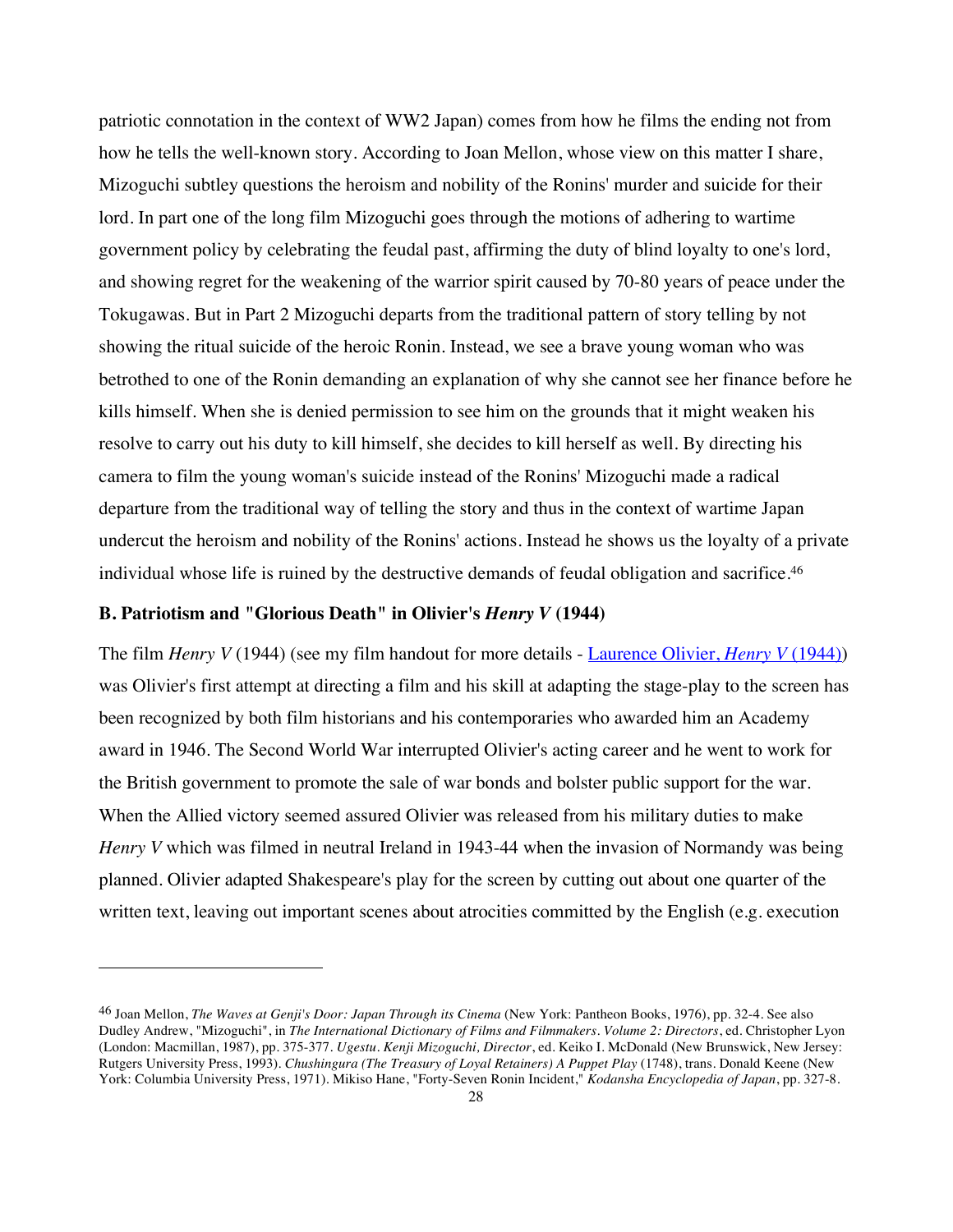patriotic connotation in the context of WW2 Japan) comes from how he films the ending not from how he tells the well-known story. According to Joan Mellon, whose view on this matter I share, Mizoguchi subtley questions the heroism and nobility of the Ronins' murder and suicide for their lord. In part one of the long film Mizoguchi goes through the motions of adhering to wartime government policy by celebrating the feudal past, affirming the duty of blind loyalty to one's lord, and showing regret for the weakening of the warrior spirit caused by 70-80 years of peace under the Tokugawas. But in Part 2 Mizoguchi departs from the traditional pattern of story telling by not showing the ritual suicide of the heroic Ronin. Instead, we see a brave young woman who was betrothed to one of the Ronin demanding an explanation of why she cannot see her finance before he kills himself. When she is denied permission to see him on the grounds that it might weaken his resolve to carry out his duty to kill himself, she decides to kill herself as well. By directing his camera to film the young woman's suicide instead of the Ronins' Mizoguchi made a radical departure from the traditional way of telling the story and thus in the context of wartime Japan undercut the heroism and nobility of the Ronins' actions. Instead he shows us the loyalty of a private individual whose life is ruined by the destructive demands of feudal obligation and sacrifice.[46]

### B. Patriotism and "Glorious Death" in Olivier's *Henry V* (1944)

The film *Henry V* (1944) (see my film handout for more details - [Laurence Olivier, *Henry V* (1944)]) was Olivier's first attempt at directing a film and his skill at adapting the stage-play to the screen has been recognized by both film historians and his contemporaries who awarded him an Academy award in 1946. The Second World War interrupted Olivier's acting career and he went to work for the British government to promote the sale of war bonds and bolster public support for the war. When the Allied victory seemed assured Olivier was released from his military duties to make *Henry V* which was filmed in neutral Ireland in 1943-44 when the invasion of Normandy was being planned. Olivier adapted Shakespeare's play for the screen by cutting out about one quarter of the written text, leaving out important scenes about atrocities committed by the English (e.g. execution

---

[46] Joan Mellon, *The Waves at Genji's Door: Japan Through its Cinema* (New York: Pantheon Books, 1976), pp. 32-4. See also Dudley Andrew, "Mizoguchi", in *The International Dictionary of Films and Filmmakers. Volume 2: Directors*, ed. Christopher Lyon (London: Macmillan, 1987), pp. 375-377. *Ugestu. Kenji Mizoguchi, Director*, ed. Keiko I. McDonald (New Brunswick, New Jersey: Rutgers University Press, 1993). *Chushingura (The Treasury of Loyal Retainers) A Puppet Play* (1748), trans. Donald Keene (New York: Columbia University Press, 1971). Mikiso Hane, "Forty-Seven Ronin Incident," *Kodansha Encyclopedia of Japan*, pp. 327-8.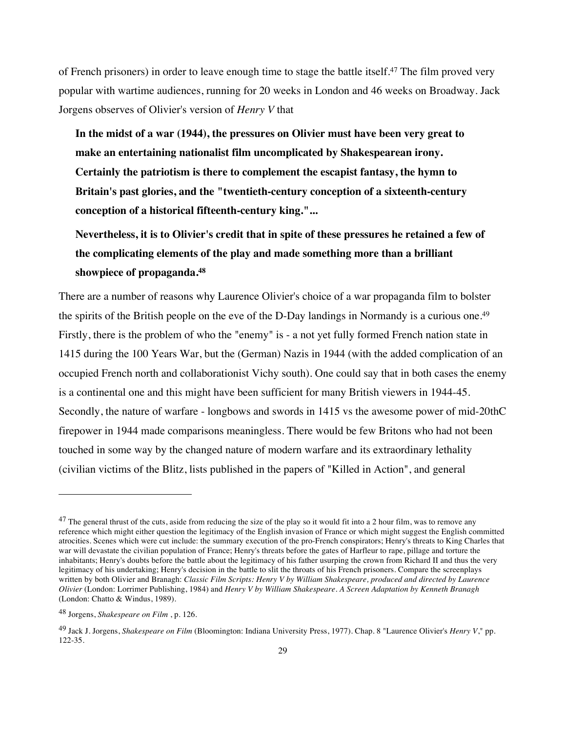of French prisoners) in order to leave enough time to stage the battle itself.[47] The film proved very popular with wartime audiences, running for 20 weeks in London and 46 weeks on Broadway. Jack Jorgens observes of Olivier's version of *Henry V* that

> **In the midst of a war (1944), the pressures on Olivier must have been very great to make an entertaining nationalist film uncomplicated by Shakespearean irony. Certainly the patriotism is there to complement the escapist fantasy, the hymn to Britain's past glories, and the "twentieth-century conception of a sixteenth-century conception of a historical fifteenth-century king."...**
>
> **Nevertheless, it is to Olivier's credit that in spite of these pressures he retained a few of the complicating elements of the play and made something more than a brilliant showpiece of propaganda.[48]**

There are a number of reasons why Laurence Olivier's choice of a war propaganda film to bolster the spirits of the British people on the eve of the D-Day landings in Normandy is a curious one.[49] Firstly, there is the problem of who the "enemy" is - a not yet fully formed French nation state in 1415 during the 100 Years War, but the (German) Nazis in 1944 (with the added complication of an occupied French north and collaborationist Vichy south). One could say that in both cases the enemy is a continental one and this might have been sufficient for many British viewers in 1944-45. Secondly, the nature of warfare - longbows and swords in 1415 vs the awesome power of mid-20thC firepower in 1944 made comparisons meaningless. There would be few Britons who had not been touched in some way by the changed nature of modern warfare and its extraordinary lethality (civilian victims of the Blitz, lists published in the papers of "Killed in Action", and general

---

[47] The general thrust of the cuts, aside from reducing the size of the play so it would fit into a 2 hour film, was to remove any reference which might either question the legitimacy of the English invasion of France or which might suggest the English committed atrocities. Scenes which were cut include: the summary execution of the pro-French conspirators; Henry's threats to King Charles that war will devastate the civilian population of France; Henry's threats before the gates of Harfleur to rape, pillage and torture the inhabitants; Henry's doubts before the battle about the legitimacy of his father usurping the crown from Richard II and thus the very legitimacy of his undertaking; Henry's decision in the battle to slit the throats of his French prisoners. Compare the screenplays written by both Olivier and Branagh: *Classic Film Scripts: Henry V by William Shakespeare, produced and directed by Laurence Olivier* (London: Lorrimer Publishing, 1984) and *Henry V by William Shakespeare. A Screen Adaptation by Kenneth Branagh* (London: Chatto & Windus, 1989).

[48] Jorgens, *Shakespeare on Film* , p. 126.

[49] Jack J. Jorgens, *Shakespeare on Film* (Bloomington: Indiana University Press, 1977). Chap. 8 "Laurence Olivier's *Henry V*," pp. 122-35.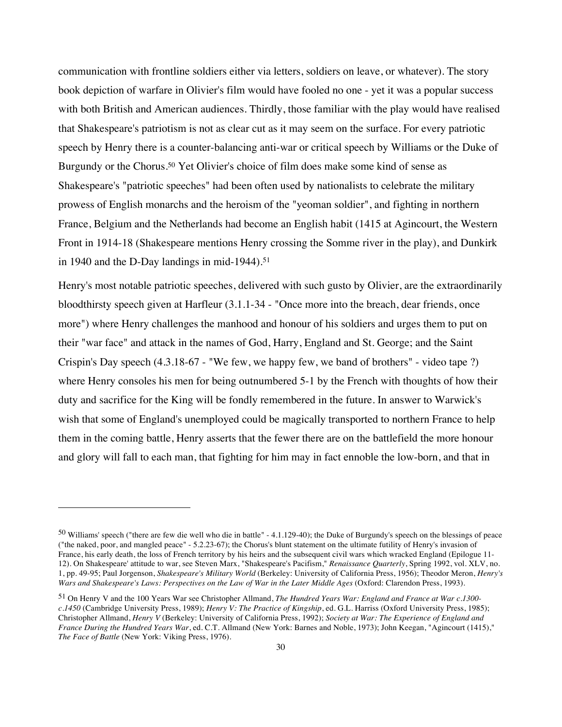communication with frontline soldiers either via letters, soldiers on leave, or whatever). The story book depiction of warfare in Olivier's film would have fooled no one - yet it was a popular success with both British and American audiences. Thirdly, those familiar with the play would have realised that Shakespeare's patriotism is not as clear cut as it may seem on the surface. For every patriotic speech by Henry there is a counter-balancing anti-war or critical speech by Williams or the Duke of Burgundy or the Chorus.[50] Yet Olivier's choice of film does make some kind of sense as Shakespeare's "patriotic speeches" had been often used by nationalists to celebrate the military prowess of English monarchs and the heroism of the "yeoman soldier", and fighting in northern France, Belgium and the Netherlands had become an English habit (1415 at Agincourt, the Western Front in 1914-18 (Shakespeare mentions Henry crossing the Somme river in the play), and Dunkirk in 1940 and the D-Day landings in mid-1944).[51]

Henry's most notable patriotic speeches, delivered with such gusto by Olivier, are the extraordinarily bloodthirsty speech given at Harfleur (3.1.1-34 - "Once more into the breach, dear friends, once more") where Henry challenges the manhood and honour of his soldiers and urges them to put on their "war face" and attack in the names of God, Harry, England and St. George; and the Saint Crispin's Day speech (4.3.18-67 - "We few, we happy few, we band of brothers" - video tape ?) where Henry consoles his men for being outnumbered 5-1 by the French with thoughts of how their duty and sacrifice for the King will be fondly remembered in the future. In answer to Warwick's wish that some of England's unemployed could be magically transported to northern France to help them in the coming battle, Henry asserts that the fewer there are on the battlefield the more honour and glory will fall to each man, that fighting for him may in fact ennoble the low-born, and that in

---

[50] Williams' speech ("there are few die well who die in battle" - 4.1.129-40); the Duke of Burgundy's speech on the blessings of peace ("the naked, poor, and mangled peace" - 5.2.23-67); the Chorus's blunt statement on the ultimate futility of Henry's invasion of France, his early death, the loss of French territory by his heirs and the subsequent civil wars which wracked England (Epilogue 11-12). On Shakespeare' attitude to war, see Steven Marx, "Shakespeare's Pacifism," *Renaissance Quarterly*, Spring 1992, vol. XLV, no. 1, pp. 49-95; Paul Jorgenson, *Shakespeare's Military World* (Berkeley: University of California Press, 1956); Theodor Meron, *Henry's Wars and Shakespeare's Laws: Perspectives on the Law of War in the Later Middle Ages* (Oxford: Clarendon Press, 1993).

[51] On Henry V and the 100 Years War see Christopher Allmand, *The Hundred Years War: England and France at War c.1300-c.1450* (Cambridge University Press, 1989); *Henry V: The Practice of Kingship*, ed. G.L. Harriss (Oxford University Press, 1985); Christopher Allmand, *Henry V* (Berkeley: University of California Press, 1992); *Society at War: The Experience of England and France During the Hundred Years War*, ed. C.T. Allmand (New York: Barnes and Noble, 1973); John Keegan, "Agincourt (1415)," *The Face of Battle* (New York: Viking Press, 1976).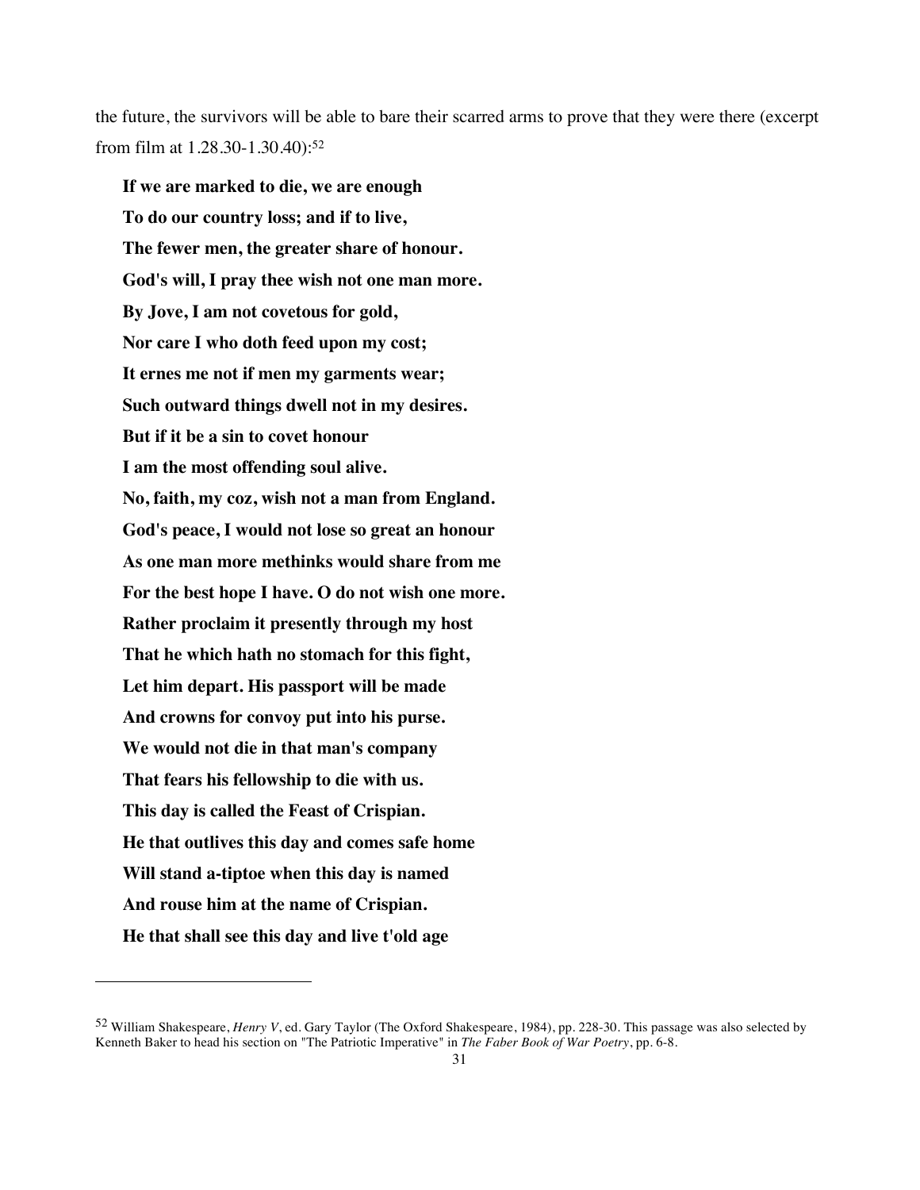the future, the survivors will be able to bare their scarred arms to prove that they were there (excerpt from film at 1.28.30-1.30.40):[52]

**If we are marked to die, we are enough**
**To do our country loss; and if to live,**
**The fewer men, the greater share of honour.**
**God's will, I pray thee wish not one man more.**
**By Jove, I am not covetous for gold,**
**Nor care I who doth feed upon my cost;**
**It ernes me not if men my garments wear;**
**Such outward things dwell not in my desires.**
**But if it be a sin to covet honour**
**I am the most offending soul alive.**
**No, faith, my coz, wish not a man from England.**
**God's peace, I would not lose so great an honour**
**As one man more methinks would share from me**
**For the best hope I have. O do not wish one more.**
**Rather proclaim it presently through my host**
**That he which hath no stomach for this fight,**
**Let him depart. His passport will be made**
**And crowns for convoy put into his purse.**
**We would not die in that man's company**
**That fears his fellowship to die with us.**
**This day is called the Feast of Crispian.**
**He that outlives this day and comes safe home**
**Will stand a-tiptoe when this day is named**
**And rouse him at the name of Crispian.**
**He that shall see this day and live t'old age**

---

[52] William Shakespeare, *Henry V*, ed. Gary Taylor (The Oxford Shakespeare, 1984), pp. 228-30. This passage was also selected by Kenneth Baker to head his section on "The Patriotic Imperative" in *The Faber Book of War Poetry*, pp. 6-8.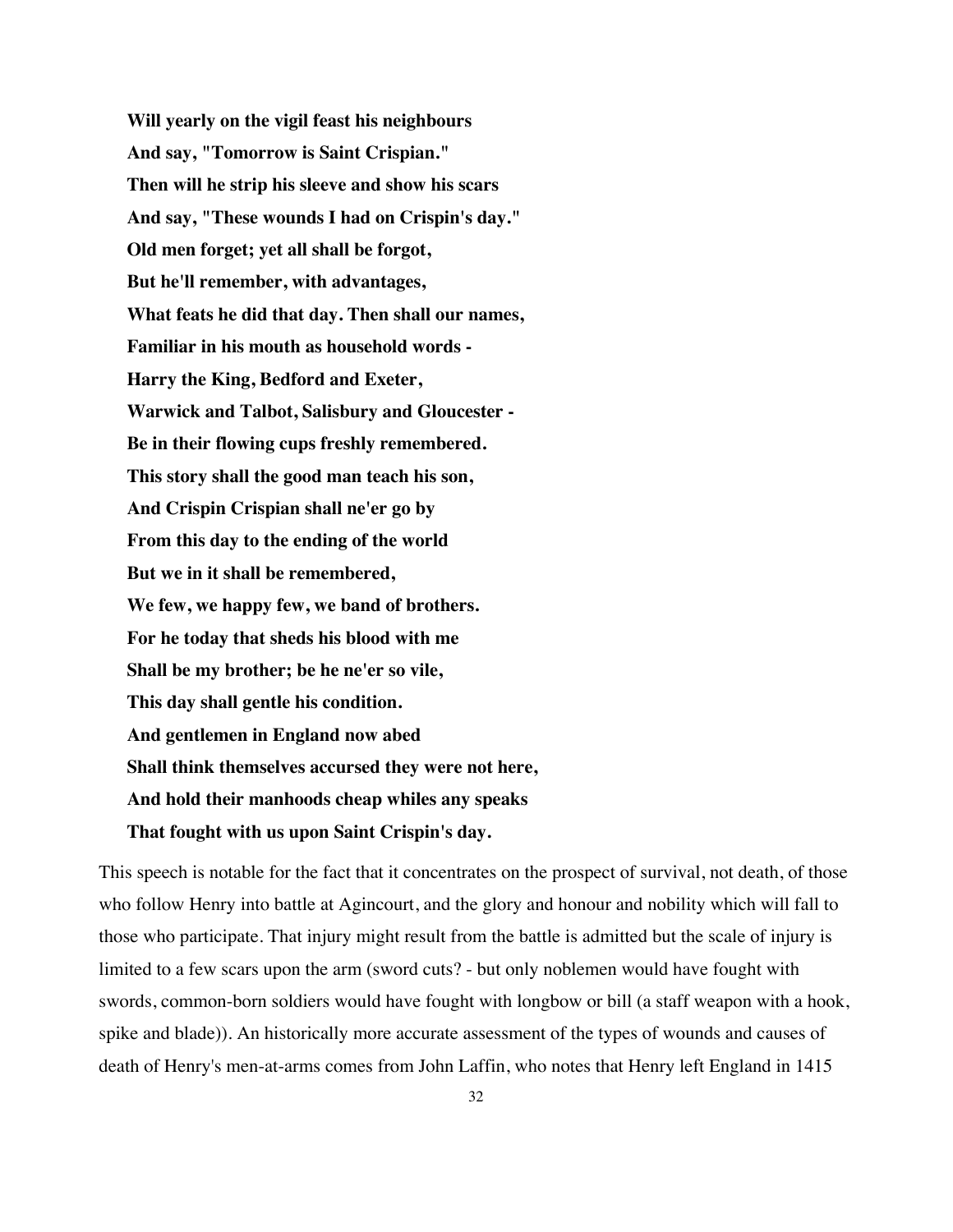**Will yearly on the vigil feast his neighbours**  
**And say, "Tomorrow is Saint Crispian."**  
**Then will he strip his sleeve and show his scars**  
**And say, "These wounds I had on Crispin's day."**  
**Old men forget; yet all shall be forgot,**  
**But he'll remember, with advantages,**  
**What feats he did that day. Then shall our names,**  
**Familiar in his mouth as household words -**  
**Harry the King, Bedford and Exeter,**  
**Warwick and Talbot, Salisbury and Gloucester -**  
**Be in their flowing cups freshly remembered.**  
**This story shall the good man teach his son,**  
**And Crispin Crispian shall ne'er go by**  
**From this day to the ending of the world**  
**But we in it shall be remembered,**  
**We few, we happy few, we band of brothers.**  
**For he today that sheds his blood with me**  
**Shall be my brother; be he ne'er so vile,**  
**This day shall gentle his condition.**  
**And gentlemen in England now abed**  
**Shall think themselves accursed they were not here,**  
**And hold their manhoods cheap whiles any speaks**  
**That fought with us upon Saint Crispin's day.**

This speech is notable for the fact that it concentrates on the prospect of survival, not death, of those who follow Henry into battle at Agincourt, and the glory and honour and nobility which will fall to those who participate. That injury might result from the battle is admitted but the scale of injury is limited to a few scars upon the arm (sword cuts? - but only noblemen would have fought with swords, common-born soldiers would have fought with longbow or bill (a staff weapon with a hook, spike and blade)). An historically more accurate assessment of the types of wounds and causes of death of Henry's men-at-arms comes from John Laffin, who notes that Henry left England in 1415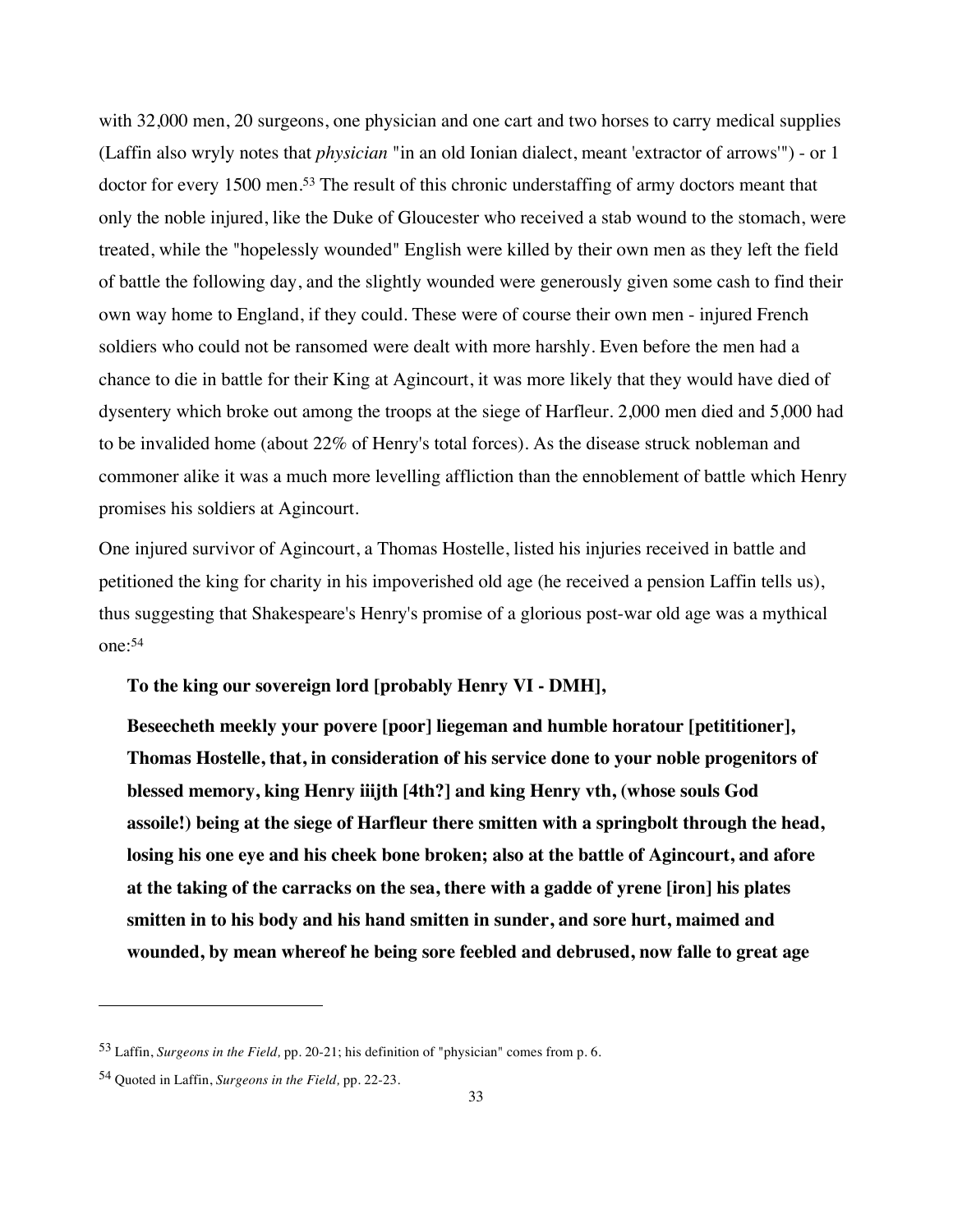with 32,000 men, 20 surgeons, one physician and one cart and two horses to carry medical supplies (Laffin also wryly notes that *physician* "in an old Ionian dialect, meant 'extractor of arrows'") - or 1 doctor for every 1500 men.[53] The result of this chronic understaffing of army doctors meant that only the noble injured, like the Duke of Gloucester who received a stab wound to the stomach, were treated, while the "hopelessly wounded" English were killed by their own men as they left the field of battle the following day, and the slightly wounded were generously given some cash to find their own way home to England, if they could. These were of course their own men - injured French soldiers who could not be ransomed were dealt with more harshly. Even before the men had a chance to die in battle for their King at Agincourt, it was more likely that they would have died of dysentery which broke out among the troops at the siege of Harfleur. 2,000 men died and 5,000 had to be invalided home (about 22% of Henry's total forces). As the disease struck nobleman and commoner alike it was a much more levelling affliction than the ennoblement of battle which Henry promises his soldiers at Agincourt.

One injured survivor of Agincourt, a Thomas Hostelle, listed his injuries received in battle and petitioned the king for charity in his impoverished old age (he received a pension Laffin tells us), thus suggesting that Shakespeare's Henry's promise of a glorious post-war old age was a mythical one:[54]

> **To the king our sovereign lord [probably Henry VI - DMH],**
>
> **Beseecheth meekly your povere [poor] liegeman and humble horatour [petititioner], Thomas Hostelle, that, in consideration of his service done to your noble progenitors of blessed memory, king Henry iiijth [4th?] and king Henry vth, (whose souls God assoile!) being at the siege of Harfleur there smitten with a springbolt through the head, losing his one eye and his cheek bone broken; also at the battle of Agincourt, and afore at the taking of the carracks on the sea, there with a gadde of yrene [iron] his plates smitten in to his body and his hand smitten in sunder, and sore hurt, maimed and wounded, by mean whereof he being sore feebled and debrused, now falle to great age**

---

[53] Laffin, *Surgeons in the Field,* pp. 20-21; his definition of "physician" comes from p. 6.

[54] Quoted in Laffin, *Surgeons in the Field,* pp. 22-23.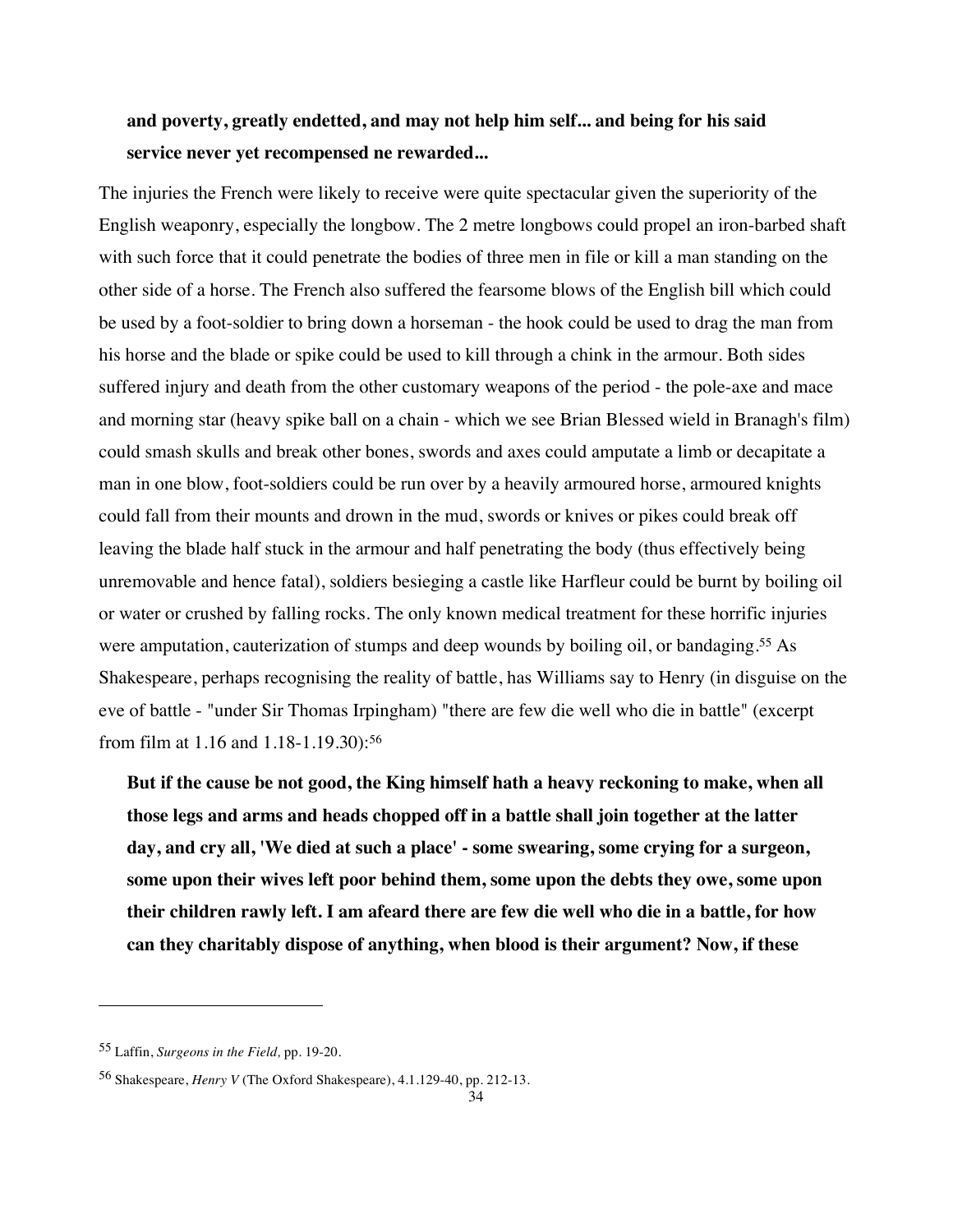**and poverty, greatly endetted, and may not help him self... and being for his said service never yet recompensed ne rewarded...**

The injuries the French were likely to receive were quite spectacular given the superiority of the English weaponry, especially the longbow. The 2 metre longbows could propel an iron-barbed shaft with such force that it could penetrate the bodies of three men in file or kill a man standing on the other side of a horse. The French also suffered the fearsome blows of the English bill which could be used by a foot-soldier to bring down a horseman - the hook could be used to drag the man from his horse and the blade or spike could be used to kill through a chink in the armour. Both sides suffered injury and death from the other customary weapons of the period - the pole-axe and mace and morning star (heavy spike ball on a chain - which we see Brian Blessed wield in Branagh's film) could smash skulls and break other bones, swords and axes could amputate a limb or decapitate a man in one blow, foot-soldiers could be run over by a heavily armoured horse, armoured knights could fall from their mounts and drown in the mud, swords or knives or pikes could break off leaving the blade half stuck in the armour and half penetrating the body (thus effectively being unremovable and hence fatal), soldiers besieging a castle like Harfleur could be burnt by boiling oil or water or crushed by falling rocks. The only known medical treatment for these horrific injuries were amputation, cauterization of stumps and deep wounds by boiling oil, or bandaging.[55] As Shakespeare, perhaps recognising the reality of battle, has Williams say to Henry (in disguise on the eve of battle - "under Sir Thomas Irpingham) "there are few die well who die in battle" (excerpt from film at 1.16 and 1.18-1.19.30):[56]

**But if the cause be not good, the King himself hath a heavy reckoning to make, when all those legs and arms and heads chopped off in a battle shall join together at the latter day, and cry all, 'We died at such a place' - some swearing, some crying for a surgeon, some upon their wives left poor behind them, some upon the debts they owe, some upon their children rawly left. I am afeard there are few die well who die in a battle, for how can they charitably dispose of anything, when blood is their argument? Now, if these**

---

[55] Laffin, *Surgeons in the Field,* pp. 19-20.

[56] Shakespeare, *Henry V* (The Oxford Shakespeare), 4.1.129-40, pp. 212-13.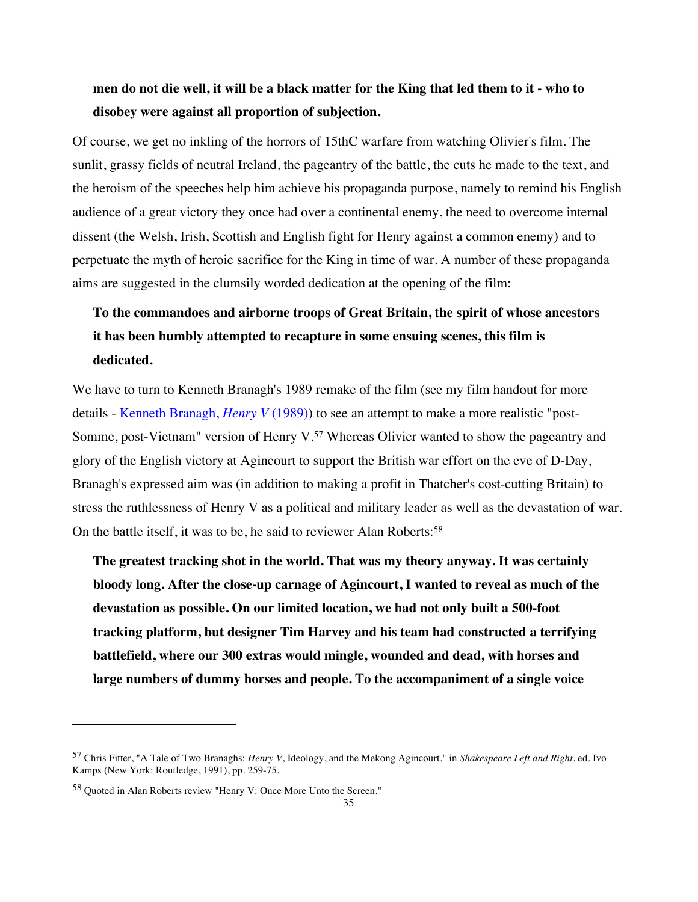**men do not die well, it will be a black matter for the King that led them to it - who to disobey were against all proportion of subjection.**

Of course, we get no inkling of the horrors of 15thC warfare from watching Olivier's film. The sunlit, grassy fields of neutral Ireland, the pageantry of the battle, the cuts he made to the text, and the heroism of the speeches help him achieve his propaganda purpose, namely to remind his English audience of a great victory they once had over a continental enemy, the need to overcome internal dissent (the Welsh, Irish, Scottish and English fight for Henry against a common enemy) and to perpetuate the myth of heroic sacrifice for the King in time of war. A number of these propaganda aims are suggested in the clumsily worded dedication at the opening of the film:

**To the commandoes and airborne troops of Great Britain, the spirit of whose ancestors it has been humbly attempted to recapture in some ensuing scenes, this film is dedicated.**

We have to turn to Kenneth Branagh's 1989 remake of the film (see my film handout for more details - Kenneth Branagh, *Henry V* (1989)) to see an attempt to make a more realistic "post-Somme, post-Vietnam" version of Henry V.[57] Whereas Olivier wanted to show the pageantry and glory of the English victory at Agincourt to support the British war effort on the eve of D-Day, Branagh's expressed aim was (in addition to making a profit in Thatcher's cost-cutting Britain) to stress the ruthlessness of Henry V as a political and military leader as well as the devastation of war. On the battle itself, it was to be, he said to reviewer Alan Roberts:[58]

**The greatest tracking shot in the world. That was my theory anyway. It was certainly bloody long. After the close-up carnage of Agincourt, I wanted to reveal as much of the devastation as possible. On our limited location, we had not only built a 500-foot tracking platform, but designer Tim Harvey and his team had constructed a terrifying battlefield, where our 300 extras would mingle, wounded and dead, with horses and large numbers of dummy horses and people. To the accompaniment of a single voice**

---

[57] Chris Fitter, "A Tale of Two Branaghs: *Henry V*, Ideology, and the Mekong Agincourt," in *Shakespeare Left and Right*, ed. Ivo Kamps (New York: Routledge, 1991), pp. 259-75.

[58] Quoted in Alan Roberts review "Henry V: Once More Unto the Screen."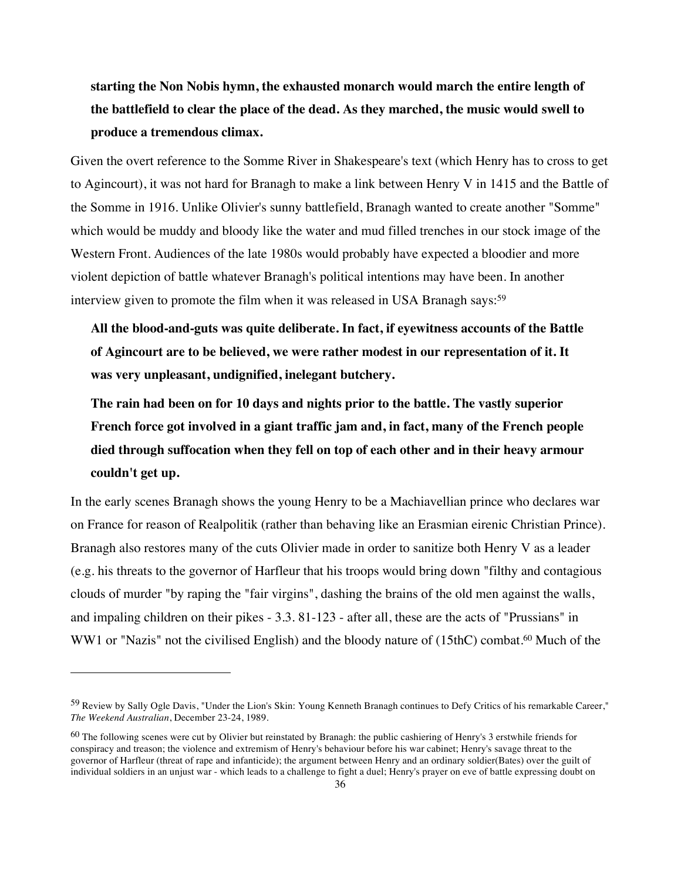**starting the Non Nobis hymn, the exhausted monarch would march the entire length of the battlefield to clear the place of the dead. As they marched, the music would swell to produce a tremendous climax.**

Given the overt reference to the Somme River in Shakespeare's text (which Henry has to cross to get to Agincourt), it was not hard for Branagh to make a link between Henry V in 1415 and the Battle of the Somme in 1916. Unlike Olivier's sunny battlefield, Branagh wanted to create another "Somme" which would be muddy and bloody like the water and mud filled trenches in our stock image of the Western Front. Audiences of the late 1980s would probably have expected a bloodier and more violent depiction of battle whatever Branagh's political intentions may have been. In another interview given to promote the film when it was released in USA Branagh says:[59]

**All the blood-and-guts was quite deliberate. In fact, if eyewitness accounts of the Battle of Agincourt are to be believed, we were rather modest in our representation of it. It was very unpleasant, undignified, inelegant butchery.**

**The rain had been on for 10 days and nights prior to the battle. The vastly superior French force got involved in a giant traffic jam and, in fact, many of the French people died through suffocation when they fell on top of each other and in their heavy armour couldn't get up.**

In the early scenes Branagh shows the young Henry to be a Machiavellian prince who declares war on France for reason of Realpolitik (rather than behaving like an Erasmian eirenic Christian Prince). Branagh also restores many of the cuts Olivier made in order to sanitize both Henry V as a leader (e.g. his threats to the governor of Harfleur that his troops would bring down "filthy and contagious clouds of murder "by raping the "fair virgins", dashing the brains of the old men against the walls, and impaling children on their pikes - 3.3. 81-123 - after all, these are the acts of "Prussians" in WW1 or "Nazis" not the civilised English) and the bloody nature of (15thC) combat.[60] Much of the

---

[59] Review by Sally Ogle Davis, "Under the Lion's Skin: Young Kenneth Branagh continues to Defy Critics of his remarkable Career," *The Weekend Australian*, December 23-24, 1989.

[60] The following scenes were cut by Olivier but reinstated by Branagh: the public cashiering of Henry's 3 erstwhile friends for conspiracy and treason; the violence and extremism of Henry's behaviour before his war cabinet; Henry's savage threat to the governor of Harfleur (threat of rape and infanticide); the argument between Henry and an ordinary soldier(Bates) over the guilt of individual soldiers in an unjust war - which leads to a challenge to fight a duel; Henry's prayer on eve of battle expressing doubt on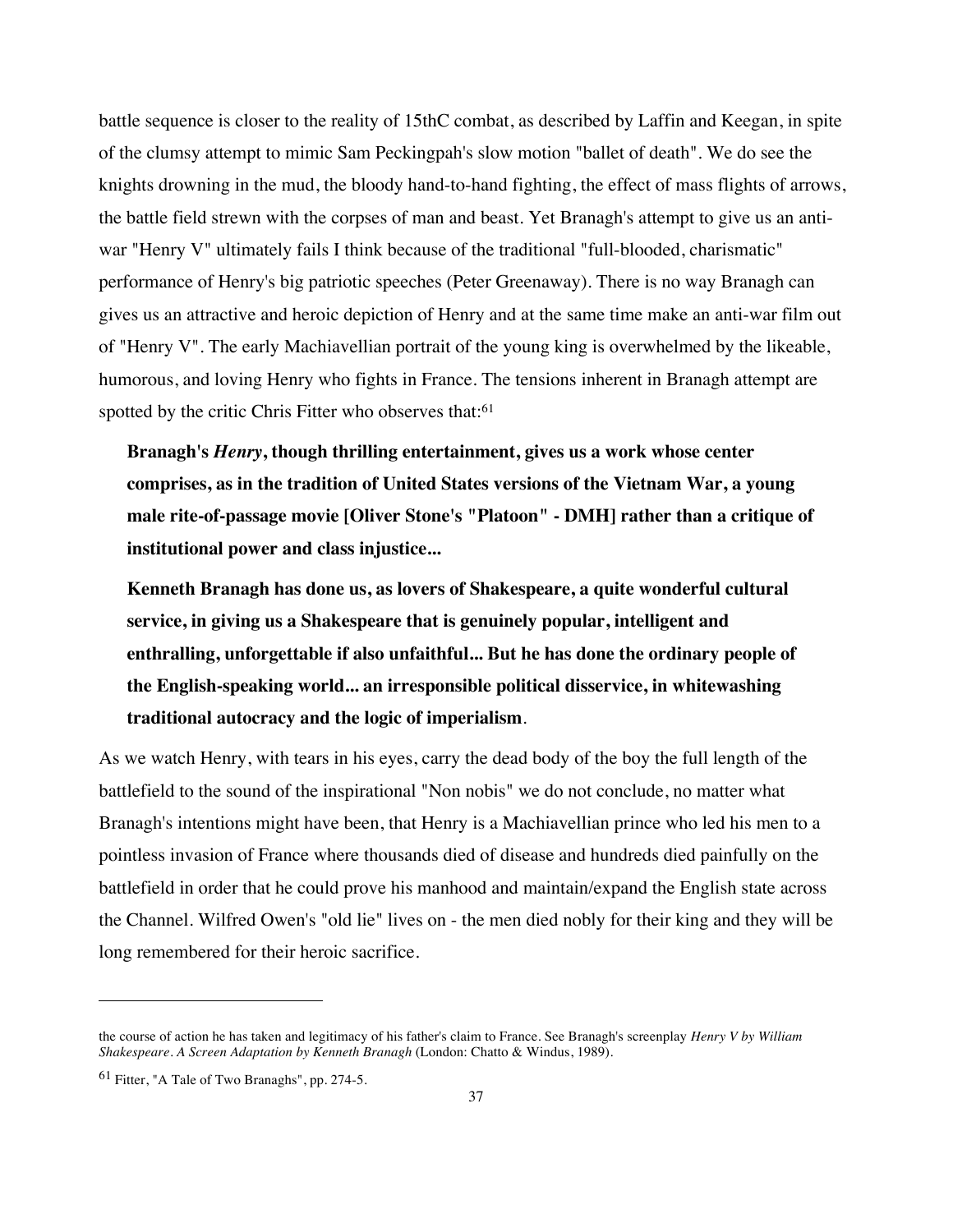battle sequence is closer to the reality of 15thC combat, as described by Laffin and Keegan, in spite of the clumsy attempt to mimic Sam Peckingpah's slow motion "ballet of death". We do see the knights drowning in the mud, the bloody hand-to-hand fighting, the effect of mass flights of arrows, the battle field strewn with the corpses of man and beast. Yet Branagh's attempt to give us an anti-war "Henry V" ultimately fails I think because of the traditional "full-blooded, charismatic" performance of Henry's big patriotic speeches (Peter Greenaway). There is no way Branagh can gives us an attractive and heroic depiction of Henry and at the same time make an anti-war film out of "Henry V". The early Machiavellian portrait of the young king is overwhelmed by the likeable, humorous, and loving Henry who fights in France. The tensions inherent in Branagh attempt are spotted by the critic Chris Fitter who observes that:[61]

> **Branagh's *Henry*, though thrilling entertainment, gives us a work whose center comprises, as in the tradition of United States versions of the Vietnam War, a young male rite-of-passage movie [Oliver Stone's "Platoon" - DMH] rather than a critique of institutional power and class injustice...**
>
> **Kenneth Branagh has done us, as lovers of Shakespeare, a quite wonderful cultural service, in giving us a Shakespeare that is genuinely popular, intelligent and enthralling, unforgettable if also unfaithful... But he has done the ordinary people of the English-speaking world... an irresponsible political disservice, in whitewashing traditional autocracy and the logic of imperialism**.

As we watch Henry, with tears in his eyes, carry the dead body of the boy the full length of the battlefield to the sound of the inspirational "Non nobis" we do not conclude, no matter what Branagh's intentions might have been, that Henry is a Machiavellian prince who led his men to a pointless invasion of France where thousands died of disease and hundreds died painfully on the battlefield in order that he could prove his manhood and maintain/expand the English state across the Channel. Wilfred Owen's "old lie" lives on - the men died nobly for their king and they will be long remembered for their heroic sacrifice.

---

the course of action he has taken and legitimacy of his father's claim to France. See Branagh's screenplay *Henry V by William Shakespeare. A Screen Adaptation by Kenneth Branagh* (London: Chatto & Windus, 1989).

[61] Fitter, "A Tale of Two Branaghs", pp. 274-5.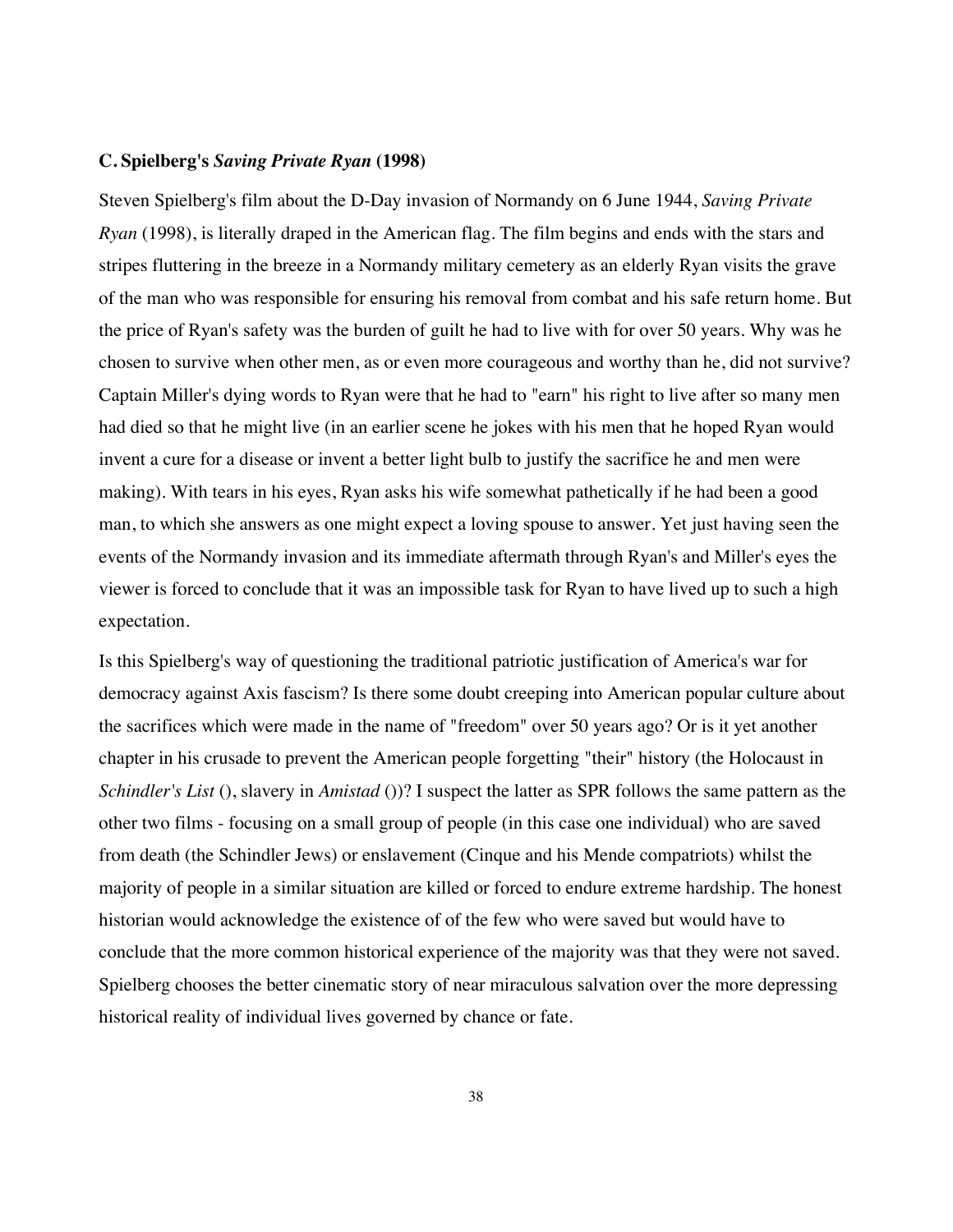### C. Spielberg's *Saving Private Ryan* (1998)

Steven Spielberg's film about the D-Day invasion of Normandy on 6 June 1944, *Saving Private Ryan* (1998), is literally draped in the American flag. The film begins and ends with the stars and stripes fluttering in the breeze in a Normandy military cemetery as an elderly Ryan visits the grave of the man who was responsible for ensuring his removal from combat and his safe return home. But the price of Ryan's safety was the burden of guilt he had to live with for over 50 years. Why was he chosen to survive when other men, as or even more courageous and worthy than he, did not survive? Captain Miller's dying words to Ryan were that he had to "earn" his right to live after so many men had died so that he might live (in an earlier scene he jokes with his men that he hoped Ryan would invent a cure for a disease or invent a better light bulb to justify the sacrifice he and men were making). With tears in his eyes, Ryan asks his wife somewhat pathetically if he had been a good man, to which she answers as one might expect a loving spouse to answer. Yet just having seen the events of the Normandy invasion and its immediate aftermath through Ryan's and Miller's eyes the viewer is forced to conclude that it was an impossible task for Ryan to have lived up to such a high expectation.

Is this Spielberg's way of questioning the traditional patriotic justification of America's war for democracy against Axis fascism? Is there some doubt creeping into American popular culture about the sacrifices which were made in the name of "freedom" over 50 years ago? Or is it yet another chapter in his crusade to prevent the American people forgetting "their" history (the Holocaust in *Schindler's List* (), slavery in *Amistad* ())? I suspect the latter as SPR follows the same pattern as the other two films - focusing on a small group of people (in this case one individual) who are saved from death (the Schindler Jews) or enslavement (Cinque and his Mende compatriots) whilst the majority of people in a similar situation are killed or forced to endure extreme hardship. The honest historian would acknowledge the existence of of the few who were saved but would have to conclude that the more common historical experience of the majority was that they were not saved. Spielberg chooses the better cinematic story of near miraculous salvation over the more depressing historical reality of individual lives governed by chance or fate.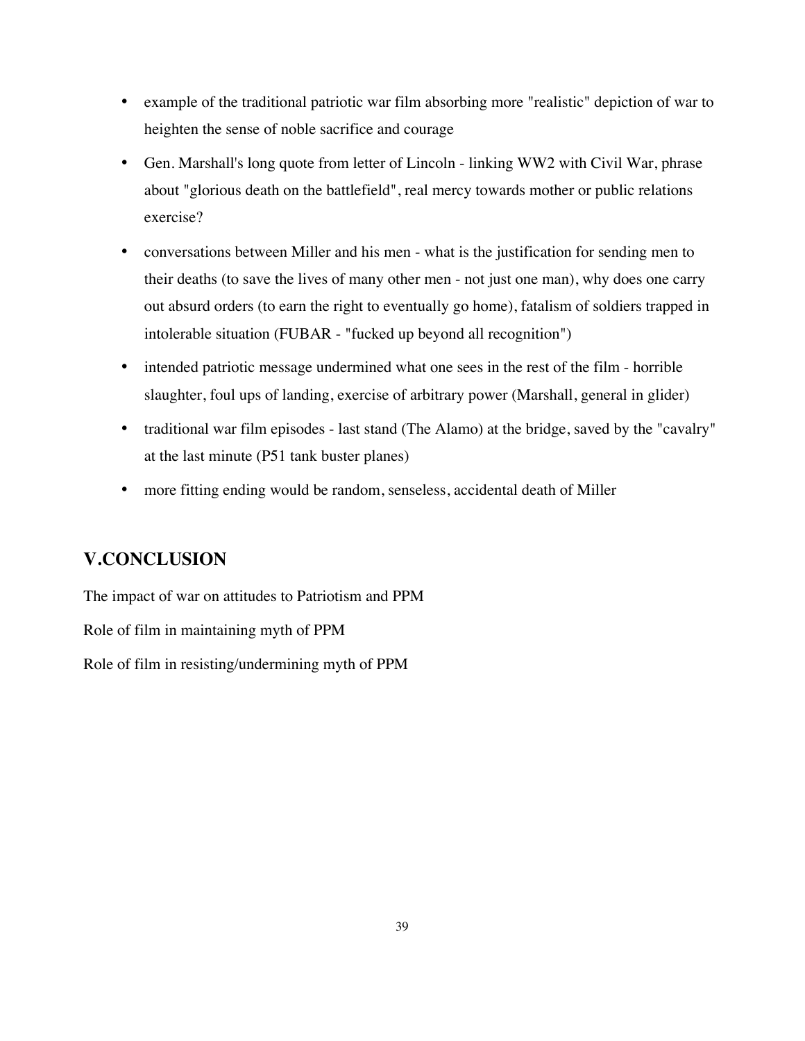- example of the traditional patriotic war film absorbing more "realistic" depiction of war to heighten the sense of noble sacrifice and courage
- Gen. Marshall's long quote from letter of Lincoln - linking WW2 with Civil War, phrase about "glorious death on the battlefield", real mercy towards mother or public relations exercise?
- conversations between Miller and his men - what is the justification for sending men to their deaths (to save the lives of many other men - not just one man), why does one carry out absurd orders (to earn the right to eventually go home), fatalism of soldiers trapped in intolerable situation (FUBAR - "fucked up beyond all recognition")
- intended patriotic message undermined what one sees in the rest of the film - horrible slaughter, foul ups of landing, exercise of arbitrary power (Marshall, general in glider)
- traditional war film episodes - last stand (The Alamo) at the bridge, saved by the "cavalry" at the last minute (P51 tank buster planes)
- more fitting ending would be random, senseless, accidental death of Miller

## V.CONCLUSION

The impact of war on attitudes to Patriotism and PPM

Role of film in maintaining myth of PPM

Role of film in resisting/undermining myth of PPM